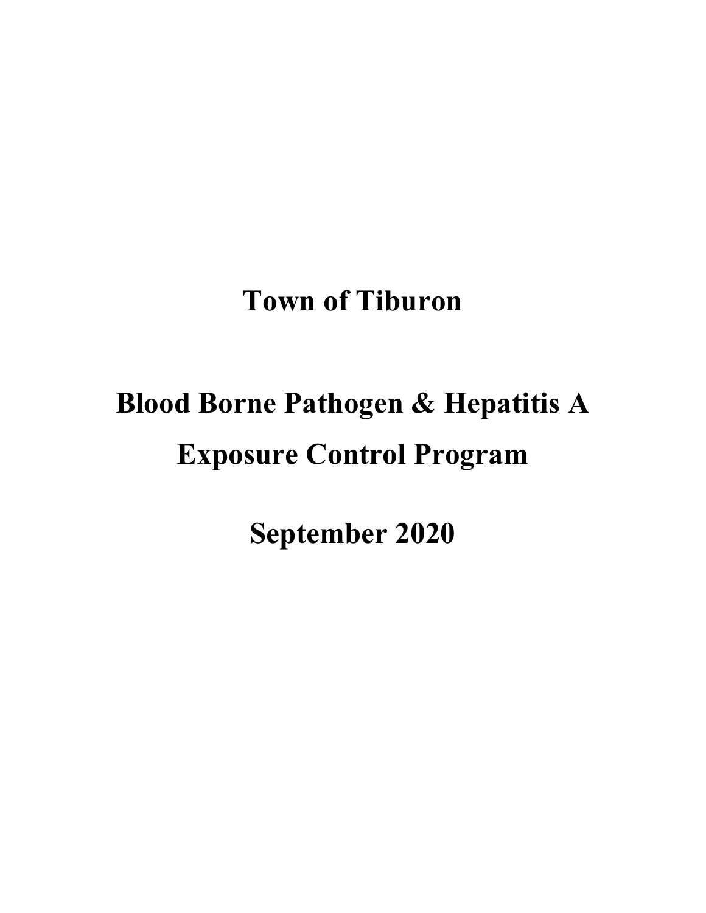# Town of Tiburon

# Blood Borne Pathogen & Hepatitis A Exposure Control Program

# September 2020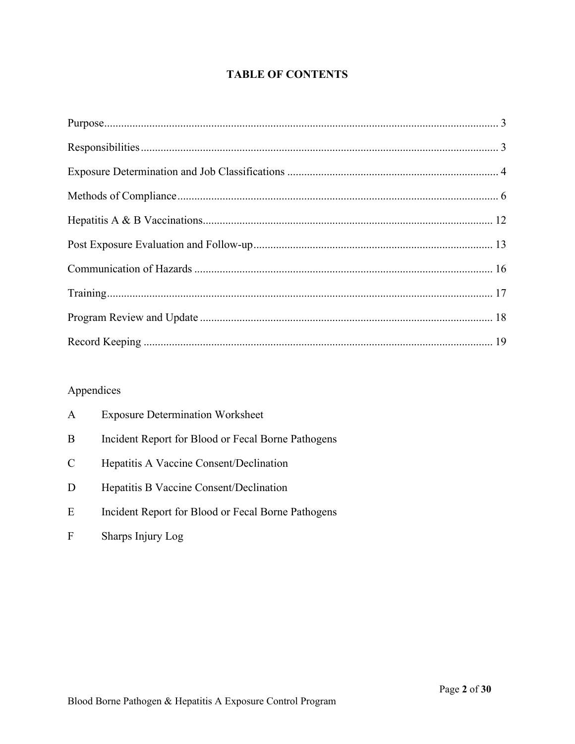# TABLE OF CONTENTS

| | |
|---|---|
| Purpose | 3 |
| Responsibilities | 3 |
| Exposure Determination and Job Classifications | 4 |
| Methods of Compliance | 6 |
| Hepatitis A & B Vaccinations | 12 |
| Post Exposure Evaluation and Follow-up | 13 |
| Communication of Hazards | 16 |
| Training | 17 |
| Program Review and Update | 18 |
| Record Keeping | 19 |

Appendices

| | |
|---|---|
| A | Exposure Determination Worksheet |
| B | Incident Report for Blood or Fecal Borne Pathogens |
| C | Hepatitis A Vaccine Consent/Declination |
| D | Hepatitis B Vaccine Consent/Declination |
| E | Incident Report for Blood or Fecal Borne Pathogens |
| F | Sharps Injury Log |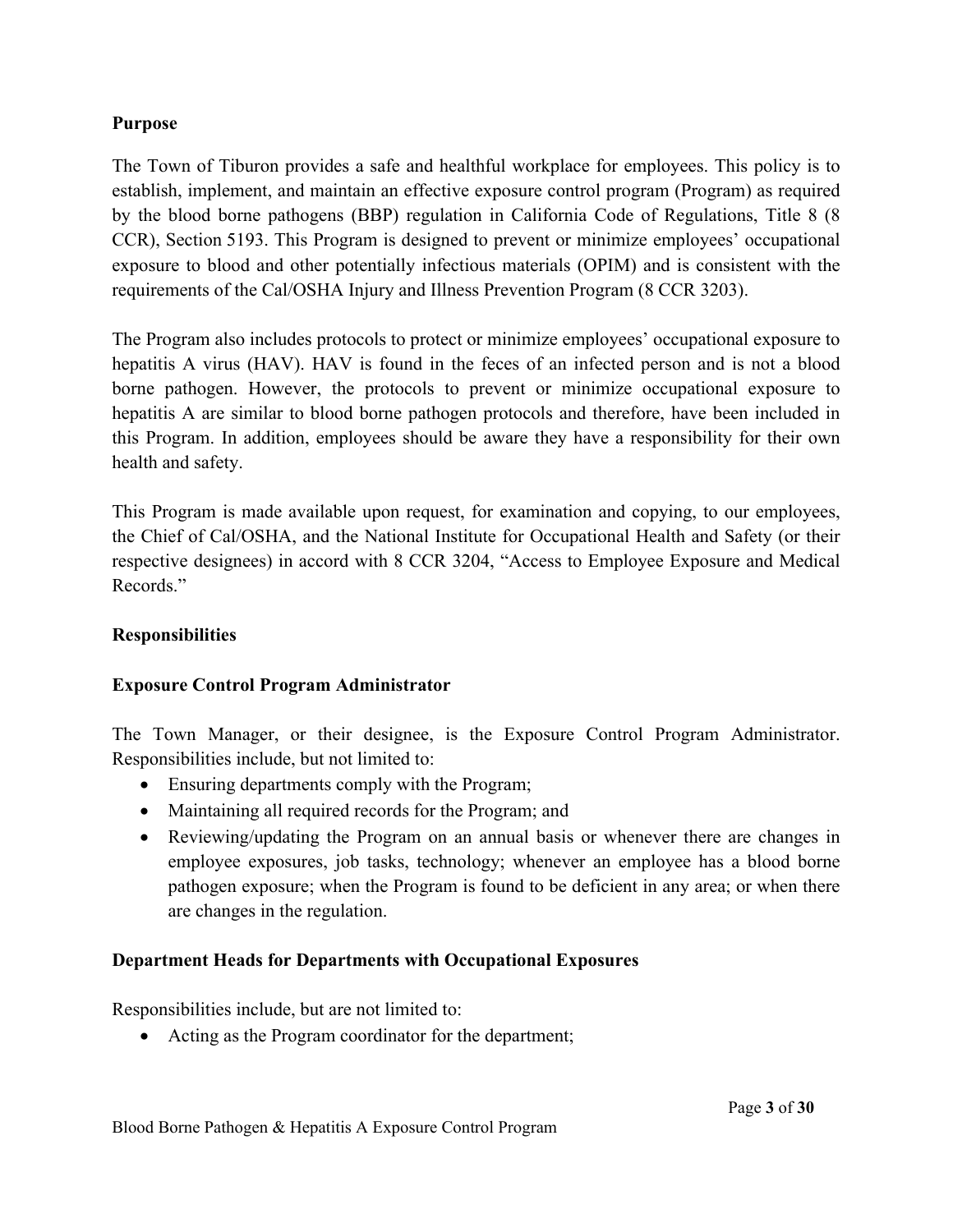**Purpose**

The Town of Tiburon provides a safe and healthful workplace for employees. This policy is to establish, implement, and maintain an effective exposure control program (Program) as required by the blood borne pathogens (BBP) regulation in California Code of Regulations, Title 8 (8 CCR), Section 5193. This Program is designed to prevent or minimize employees' occupational exposure to blood and other potentially infectious materials (OPIM) and is consistent with the requirements of the Cal/OSHA Injury and Illness Prevention Program (8 CCR 3203).

The Program also includes protocols to protect or minimize employees' occupational exposure to hepatitis A virus (HAV). HAV is found in the feces of an infected person and is not a blood borne pathogen. However, the protocols to prevent or minimize occupational exposure to hepatitis A are similar to blood borne pathogen protocols and therefore, have been included in this Program. In addition, employees should be aware they have a responsibility for their own health and safety.

This Program is made available upon request, for examination and copying, to our employees, the Chief of Cal/OSHA, and the National Institute for Occupational Health and Safety (or their respective designees) in accord with 8 CCR 3204, "Access to Employee Exposure and Medical Records."

**Responsibilities**

**Exposure Control Program Administrator**

The Town Manager, or their designee, is the Exposure Control Program Administrator. Responsibilities include, but not limited to:

- Ensuring departments comply with the Program;
- Maintaining all required records for the Program; and
- Reviewing/updating the Program on an annual basis or whenever there are changes in employee exposures, job tasks, technology; whenever an employee has a blood borne pathogen exposure; when the Program is found to be deficient in any area; or when there are changes in the regulation.

**Department Heads for Departments with Occupational Exposures**

Responsibilities include, but are not limited to:

- Acting as the Program coordinator for the department;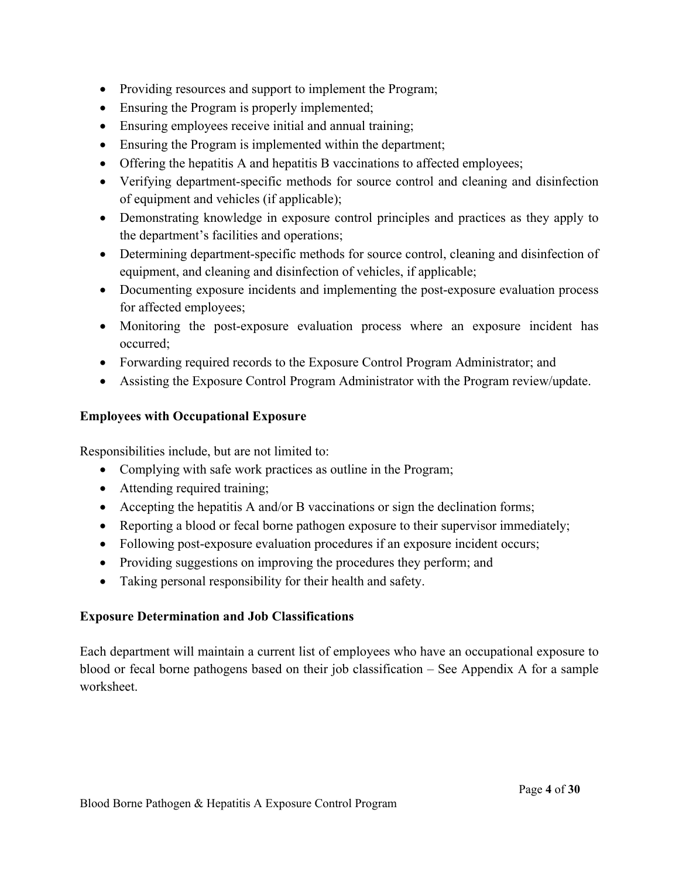- Providing resources and support to implement the Program;
- Ensuring the Program is properly implemented;
- Ensuring employees receive initial and annual training;
- Ensuring the Program is implemented within the department;
- Offering the hepatitis A and hepatitis B vaccinations to affected employees;
- Verifying department-specific methods for source control and cleaning and disinfection of equipment and vehicles (if applicable);
- Demonstrating knowledge in exposure control principles and practices as they apply to the department's facilities and operations;
- Determining department-specific methods for source control, cleaning and disinfection of equipment, and cleaning and disinfection of vehicles, if applicable;
- Documenting exposure incidents and implementing the post-exposure evaluation process for affected employees;
- Monitoring the post-exposure evaluation process where an exposure incident has occurred;
- Forwarding required records to the Exposure Control Program Administrator; and
- Assisting the Exposure Control Program Administrator with the Program review/update.

**Employees with Occupational Exposure**

Responsibilities include, but are not limited to:

- Complying with safe work practices as outline in the Program;
- Attending required training;
- Accepting the hepatitis A and/or B vaccinations or sign the declination forms;
- Reporting a blood or fecal borne pathogen exposure to their supervisor immediately;
- Following post-exposure evaluation procedures if an exposure incident occurs;
- Providing suggestions on improving the procedures they perform; and
- Taking personal responsibility for their health and safety.

**Exposure Determination and Job Classifications**

Each department will maintain a current list of employees who have an occupational exposure to blood or fecal borne pathogens based on their job classification – See Appendix A for a sample worksheet.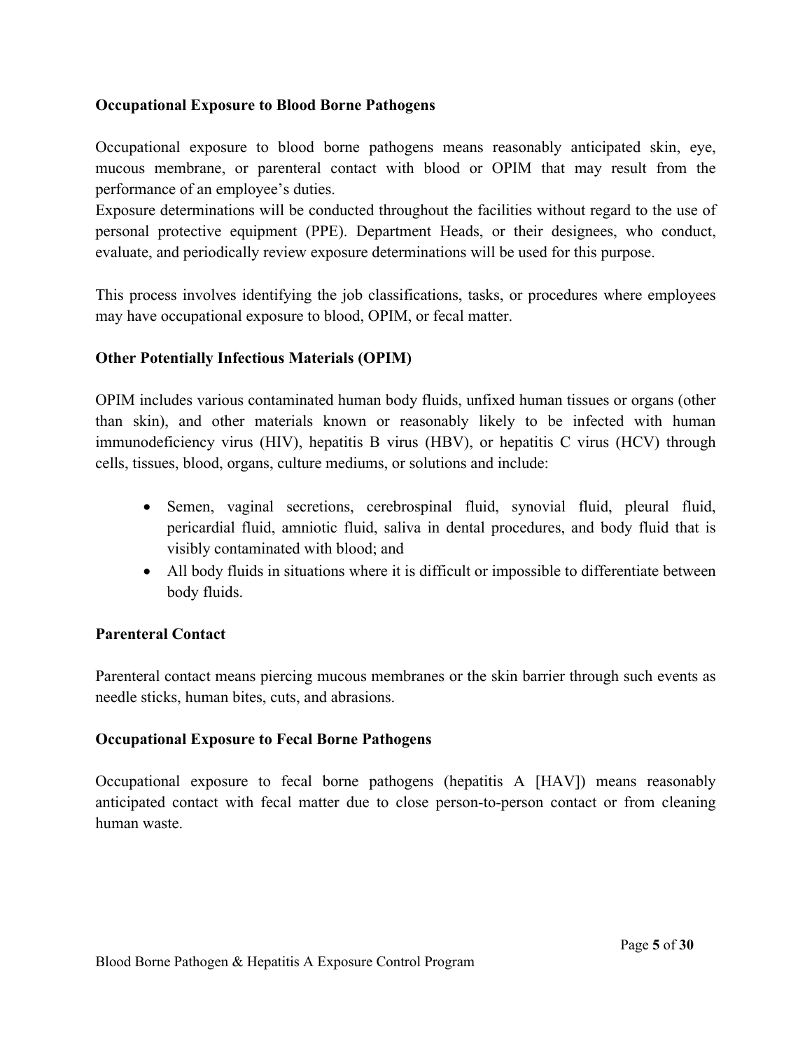**Occupational Exposure to Blood Borne Pathogens**

Occupational exposure to blood borne pathogens means reasonably anticipated skin, eye, mucous membrane, or parenteral contact with blood or OPIM that may result from the performance of an employee's duties.
Exposure determinations will be conducted throughout the facilities without regard to the use of personal protective equipment (PPE). Department Heads, or their designees, who conduct, evaluate, and periodically review exposure determinations will be used for this purpose.

This process involves identifying the job classifications, tasks, or procedures where employees may have occupational exposure to blood, OPIM, or fecal matter.

**Other Potentially Infectious Materials (OPIM)**

OPIM includes various contaminated human body fluids, unfixed human tissues or organs (other than skin), and other materials known or reasonably likely to be infected with human immunodeficiency virus (HIV), hepatitis B virus (HBV), or hepatitis C virus (HCV) through cells, tissues, blood, organs, culture mediums, or solutions and include:

- Semen, vaginal secretions, cerebrospinal fluid, synovial fluid, pleural fluid, pericardial fluid, amniotic fluid, saliva in dental procedures, and body fluid that is visibly contaminated with blood; and
- All body fluids in situations where it is difficult or impossible to differentiate between body fluids.

**Parenteral Contact**

Parenteral contact means piercing mucous membranes or the skin barrier through such events as needle sticks, human bites, cuts, and abrasions.

**Occupational Exposure to Fecal Borne Pathogens**

Occupational exposure to fecal borne pathogens (hepatitis A [HAV]) means reasonably anticipated contact with fecal matter due to close person-to-person contact or from cleaning human waste.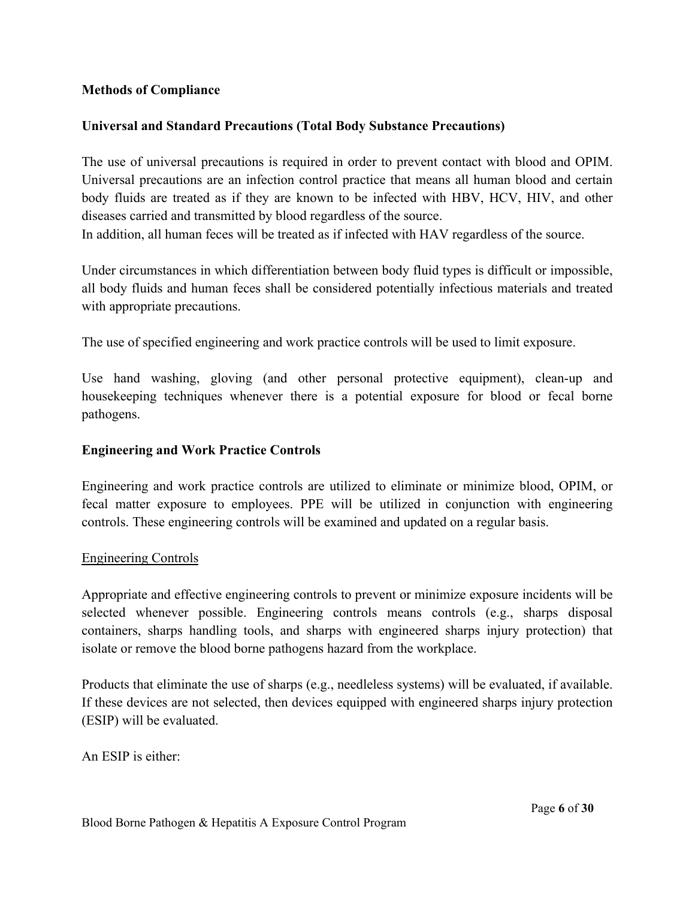**Methods of Compliance**

**Universal and Standard Precautions (Total Body Substance Precautions)**

The use of universal precautions is required in order to prevent contact with blood and OPIM. Universal precautions are an infection control practice that means all human blood and certain body fluids are treated as if they are known to be infected with HBV, HCV, HIV, and other diseases carried and transmitted by blood regardless of the source.
In addition, all human feces will be treated as if infected with HAV regardless of the source.

Under circumstances in which differentiation between body fluid types is difficult or impossible, all body fluids and human feces shall be considered potentially infectious materials and treated with appropriate precautions.

The use of specified engineering and work practice controls will be used to limit exposure.

Use hand washing, gloving (and other personal protective equipment), clean-up and housekeeping techniques whenever there is a potential exposure for blood or fecal borne pathogens.

**Engineering and Work Practice Controls**

Engineering and work practice controls are utilized to eliminate or minimize blood, OPIM, or fecal matter exposure to employees. PPE will be utilized in conjunction with engineering controls. These engineering controls will be examined and updated on a regular basis.

<u>Engineering Controls</u>

Appropriate and effective engineering controls to prevent or minimize exposure incidents will be selected whenever possible. Engineering controls means controls (e.g., sharps disposal containers, sharps handling tools, and sharps with engineered sharps injury protection) that isolate or remove the blood borne pathogens hazard from the workplace.

Products that eliminate the use of sharps (e.g., needleless systems) will be evaluated, if available. If these devices are not selected, then devices equipped with engineered sharps injury protection (ESIP) will be evaluated.

An ESIP is either: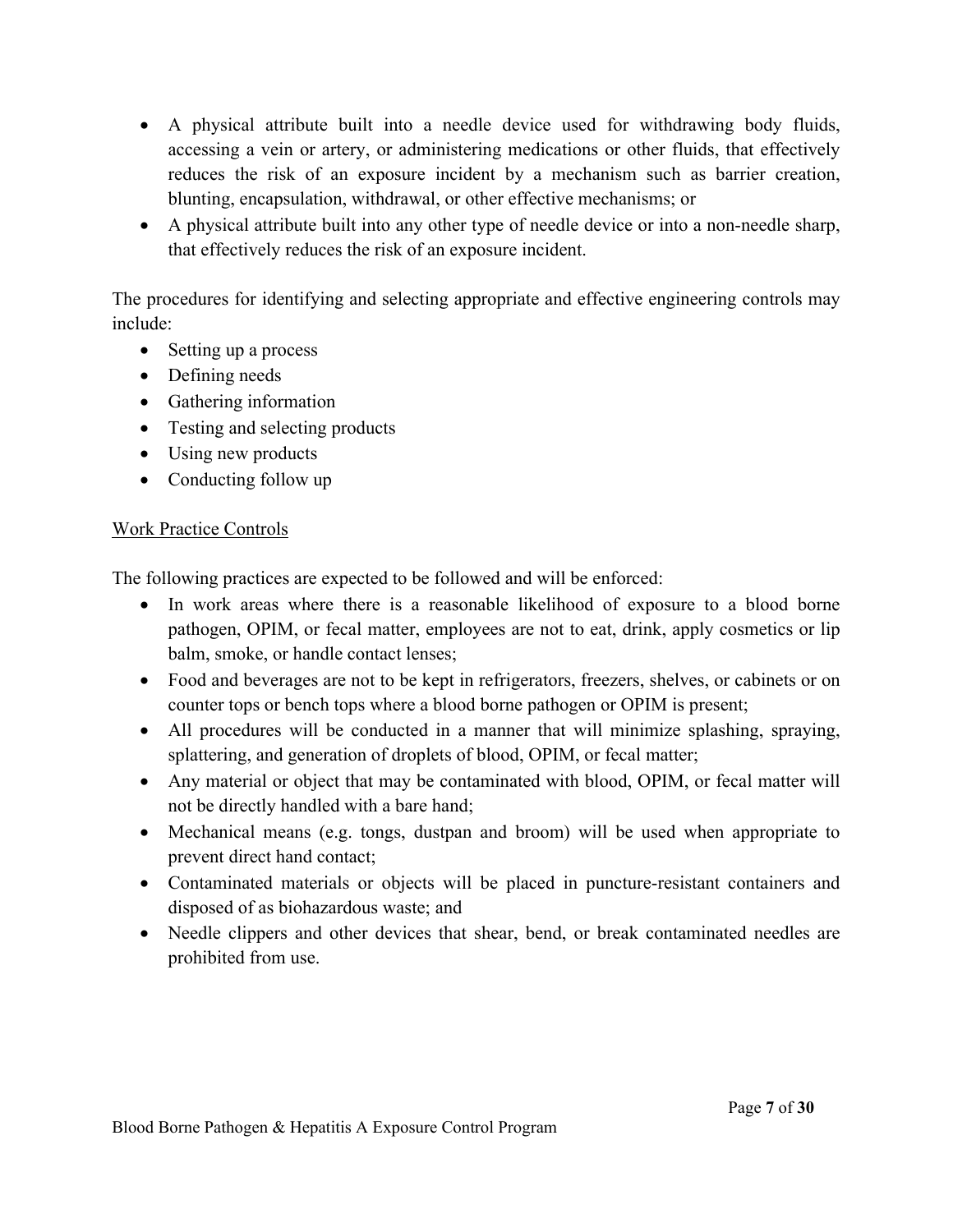- A physical attribute built into a needle device used for withdrawing body fluids, accessing a vein or artery, or administering medications or other fluids, that effectively reduces the risk of an exposure incident by a mechanism such as barrier creation, blunting, encapsulation, withdrawal, or other effective mechanisms; or
- A physical attribute built into any other type of needle device or into a non-needle sharp, that effectively reduces the risk of an exposure incident.

The procedures for identifying and selecting appropriate and effective engineering controls may include:

- Setting up a process
- Defining needs
- Gathering information
- Testing and selecting products
- Using new products
- Conducting follow up

<u>Work Practice Controls</u>

The following practices are expected to be followed and will be enforced:

- In work areas where there is a reasonable likelihood of exposure to a blood borne pathogen, OPIM, or fecal matter, employees are not to eat, drink, apply cosmetics or lip balm, smoke, or handle contact lenses;
- Food and beverages are not to be kept in refrigerators, freezers, shelves, or cabinets or on counter tops or bench tops where a blood borne pathogen or OPIM is present;
- All procedures will be conducted in a manner that will minimize splashing, spraying, splattering, and generation of droplets of blood, OPIM, or fecal matter;
- Any material or object that may be contaminated with blood, OPIM, or fecal matter will not be directly handled with a bare hand;
- Mechanical means (e.g. tongs, dustpan and broom) will be used when appropriate to prevent direct hand contact;
- Contaminated materials or objects will be placed in puncture-resistant containers and disposed of as biohazardous waste; and
- Needle clippers and other devices that shear, bend, or break contaminated needles are prohibited from use.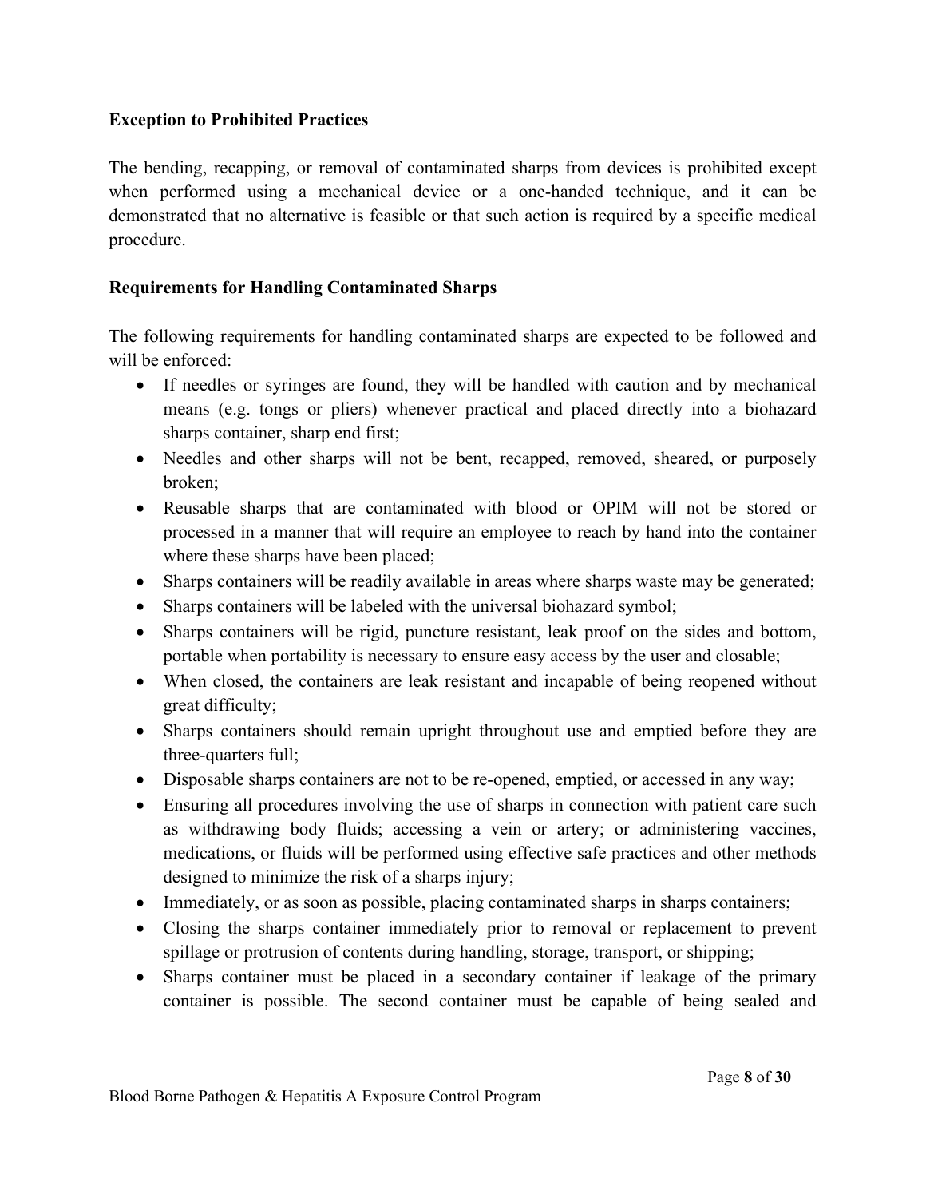**Exception to Prohibited Practices**

The bending, recapping, or removal of contaminated sharps from devices is prohibited except when performed using a mechanical device or a one-handed technique, and it can be demonstrated that no alternative is feasible or that such action is required by a specific medical procedure.

**Requirements for Handling Contaminated Sharps**

The following requirements for handling contaminated sharps are expected to be followed and will be enforced:

- If needles or syringes are found, they will be handled with caution and by mechanical means (e.g. tongs or pliers) whenever practical and placed directly into a biohazard sharps container, sharp end first;
- Needles and other sharps will not be bent, recapped, removed, sheared, or purposely broken;
- Reusable sharps that are contaminated with blood or OPIM will not be stored or processed in a manner that will require an employee to reach by hand into the container where these sharps have been placed;
- Sharps containers will be readily available in areas where sharps waste may be generated;
- Sharps containers will be labeled with the universal biohazard symbol;
- Sharps containers will be rigid, puncture resistant, leak proof on the sides and bottom, portable when portability is necessary to ensure easy access by the user and closable;
- When closed, the containers are leak resistant and incapable of being reopened without great difficulty;
- Sharps containers should remain upright throughout use and emptied before they are three-quarters full;
- Disposable sharps containers are not to be re-opened, emptied, or accessed in any way;
- Ensuring all procedures involving the use of sharps in connection with patient care such as withdrawing body fluids; accessing a vein or artery; or administering vaccines, medications, or fluids will be performed using effective safe practices and other methods designed to minimize the risk of a sharps injury;
- Immediately, or as soon as possible, placing contaminated sharps in sharps containers;
- Closing the sharps container immediately prior to removal or replacement to prevent spillage or protrusion of contents during handling, storage, transport, or shipping;
- Sharps container must be placed in a secondary container if leakage of the primary container is possible. The second container must be capable of being sealed and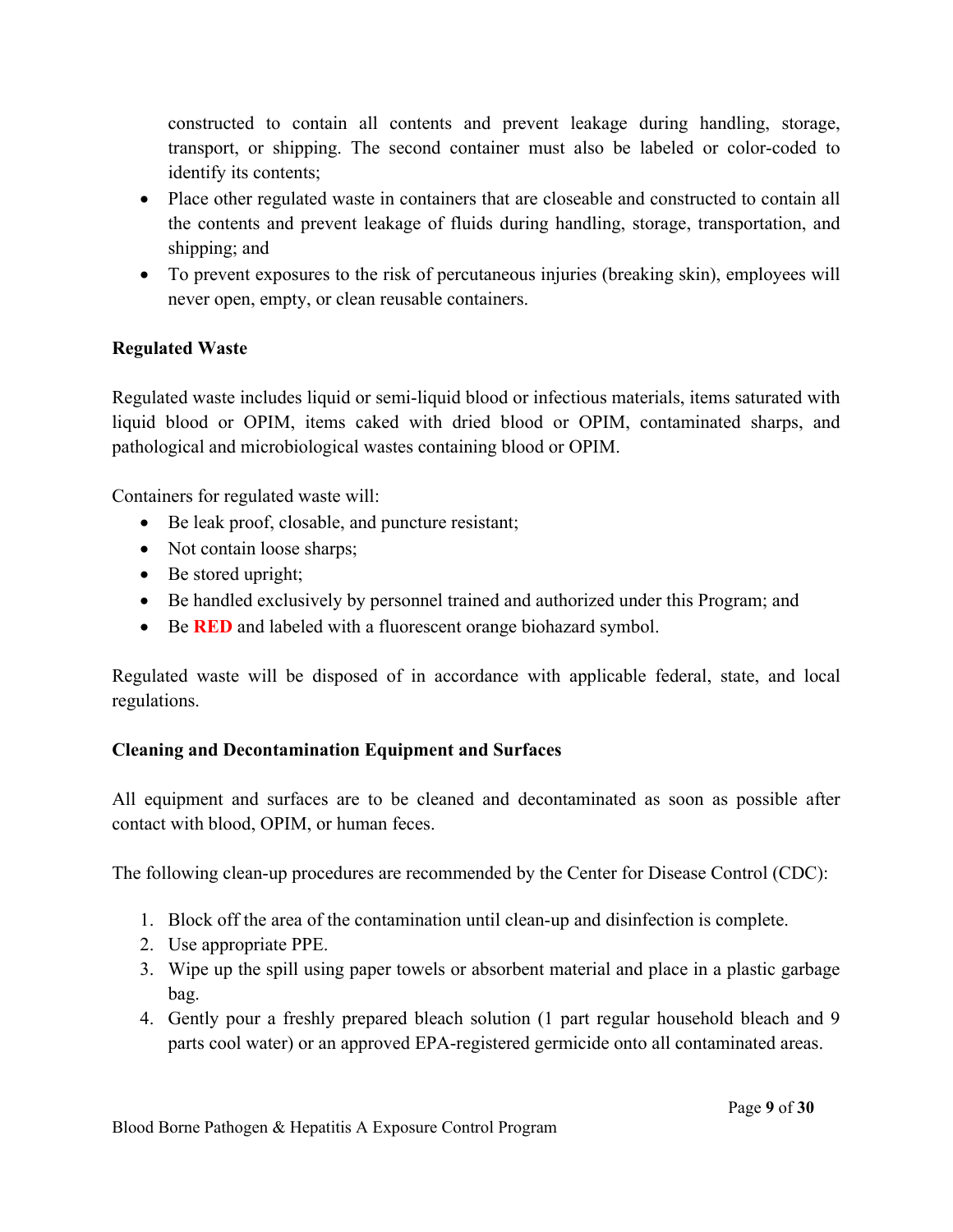constructed to contain all contents and prevent leakage during handling, storage, transport, or shipping. The second container must also be labeled or color-coded to identify its contents;

- Place other regulated waste in containers that are closeable and constructed to contain all the contents and prevent leakage of fluids during handling, storage, transportation, and shipping; and
- To prevent exposures to the risk of percutaneous injuries (breaking skin), employees will never open, empty, or clean reusable containers.

**Regulated Waste**

Regulated waste includes liquid or semi-liquid blood or infectious materials, items saturated with liquid blood or OPIM, items caked with dried blood or OPIM, contaminated sharps, and pathological and microbiological wastes containing blood or OPIM.

Containers for regulated waste will:

- Be leak proof, closable, and puncture resistant;
- Not contain loose sharps;
- Be stored upright;
- Be handled exclusively by personnel trained and authorized under this Program; and
- Be **RED** and labeled with a fluorescent orange biohazard symbol.

Regulated waste will be disposed of in accordance with applicable federal, state, and local regulations.

**Cleaning and Decontamination Equipment and Surfaces**

All equipment and surfaces are to be cleaned and decontaminated as soon as possible after contact with blood, OPIM, or human feces.

The following clean-up procedures are recommended by the Center for Disease Control (CDC):

1. Block off the area of the contamination until clean-up and disinfection is complete.
2. Use appropriate PPE.
3. Wipe up the spill using paper towels or absorbent material and place in a plastic garbage bag.
4. Gently pour a freshly prepared bleach solution (1 part regular household bleach and 9 parts cool water) or an approved EPA-registered germicide onto all contaminated areas.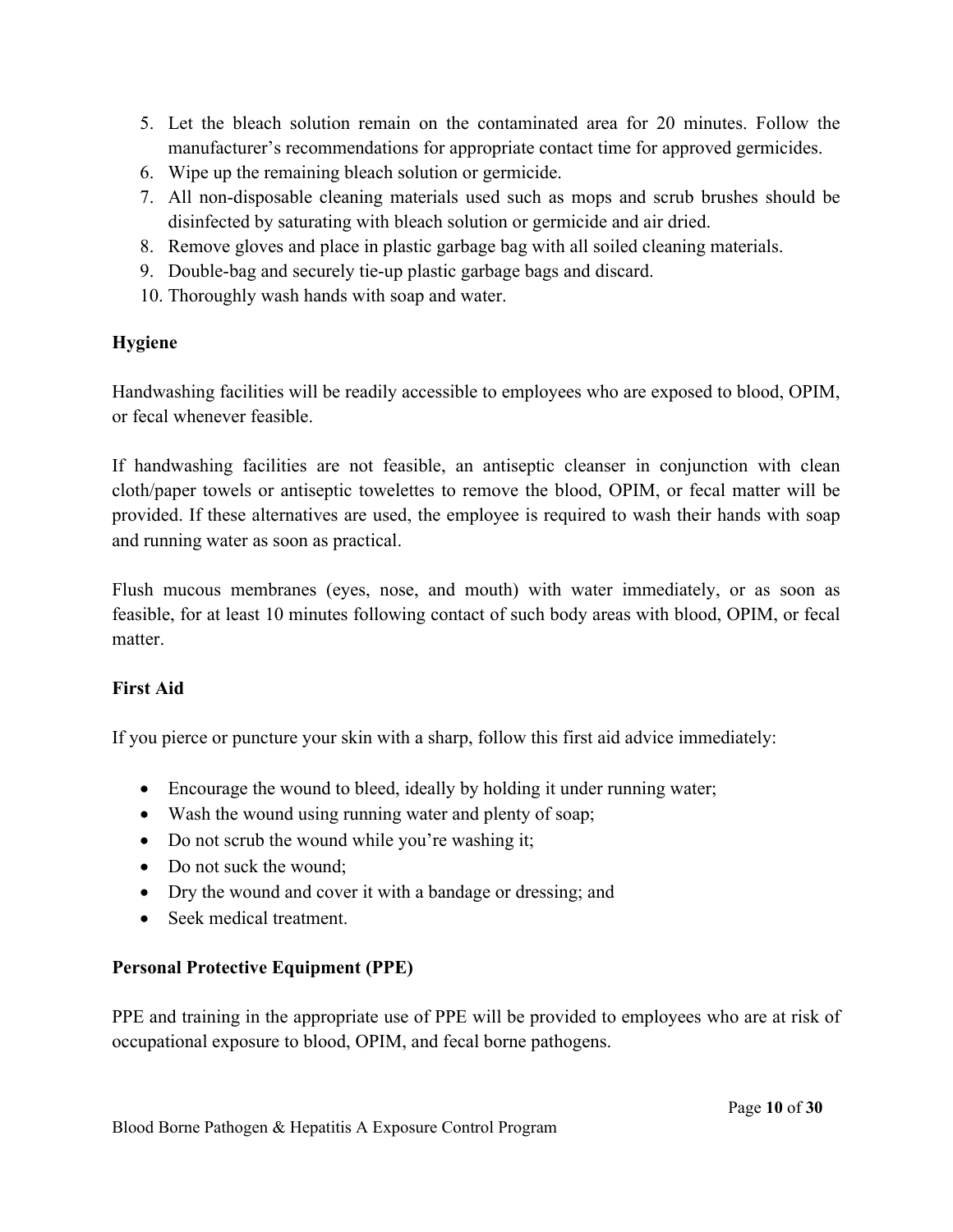5. Let the bleach solution remain on the contaminated area for 20 minutes. Follow the manufacturer's recommendations for appropriate contact time for approved germicides.
6. Wipe up the remaining bleach solution or germicide.
7. All non-disposable cleaning materials used such as mops and scrub brushes should be disinfected by saturating with bleach solution or germicide and air dried.
8. Remove gloves and place in plastic garbage bag with all soiled cleaning materials.
9. Double-bag and securely tie-up plastic garbage bags and discard.
10. Thoroughly wash hands with soap and water.

**Hygiene**

Handwashing facilities will be readily accessible to employees who are exposed to blood, OPIM, or fecal whenever feasible.

If handwashing facilities are not feasible, an antiseptic cleanser in conjunction with clean cloth/paper towels or antiseptic towelettes to remove the blood, OPIM, or fecal matter will be provided. If these alternatives are used, the employee is required to wash their hands with soap and running water as soon as practical.

Flush mucous membranes (eyes, nose, and mouth) with water immediately, or as soon as feasible, for at least 10 minutes following contact of such body areas with blood, OPIM, or fecal matter.

**First Aid**

If you pierce or puncture your skin with a sharp, follow this first aid advice immediately:

- Encourage the wound to bleed, ideally by holding it under running water;
- Wash the wound using running water and plenty of soap;
- Do not scrub the wound while you're washing it;
- Do not suck the wound;
- Dry the wound and cover it with a bandage or dressing; and
- Seek medical treatment.

**Personal Protective Equipment (PPE)**

PPE and training in the appropriate use of PPE will be provided to employees who are at risk of occupational exposure to blood, OPIM, and fecal borne pathogens.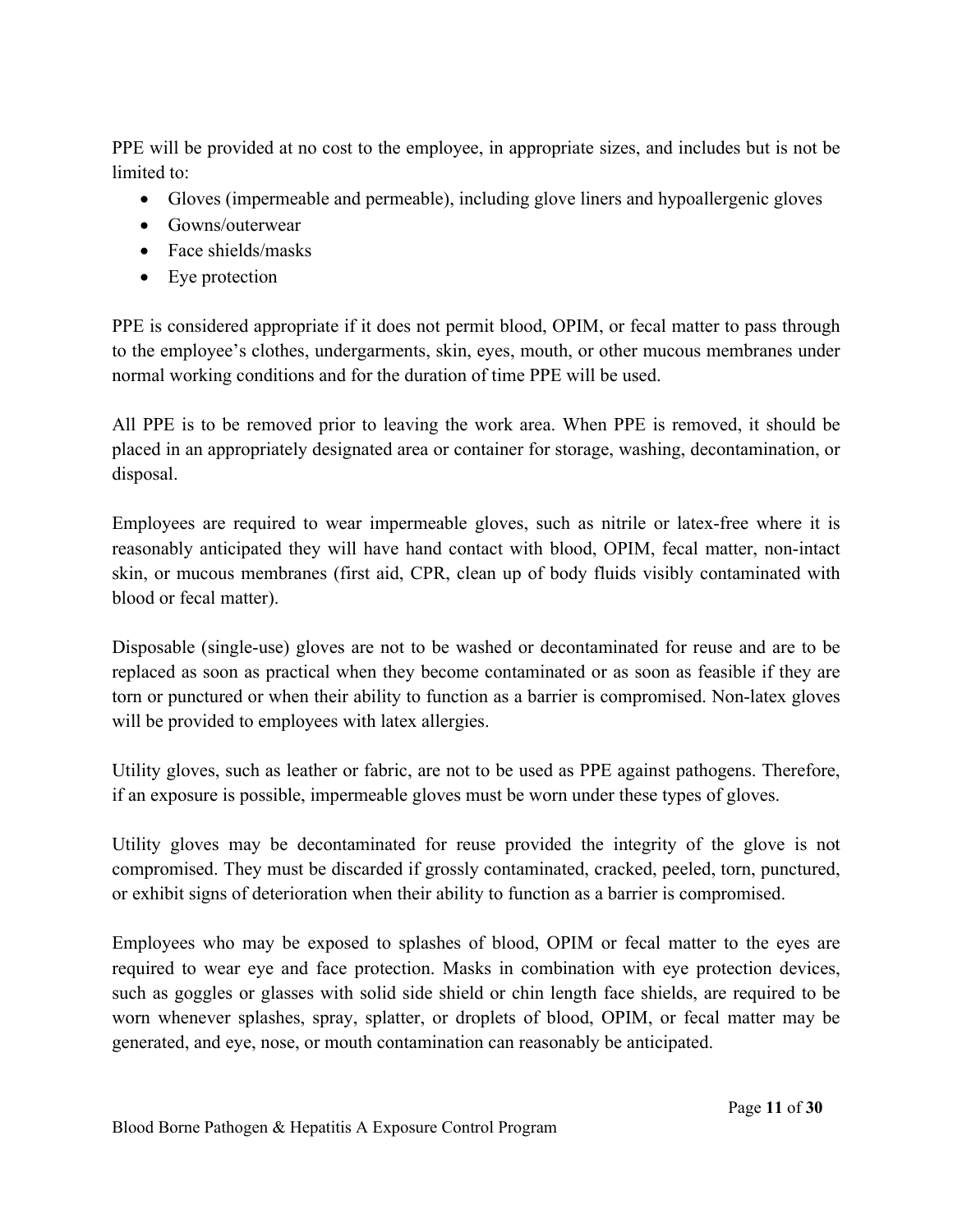PPE will be provided at no cost to the employee, in appropriate sizes, and includes but is not be limited to:

- Gloves (impermeable and permeable), including glove liners and hypoallergenic gloves
- Gowns/outerwear
- Face shields/masks
- Eye protection

PPE is considered appropriate if it does not permit blood, OPIM, or fecal matter to pass through to the employee's clothes, undergarments, skin, eyes, mouth, or other mucous membranes under normal working conditions and for the duration of time PPE will be used.

All PPE is to be removed prior to leaving the work area. When PPE is removed, it should be placed in an appropriately designated area or container for storage, washing, decontamination, or disposal.

Employees are required to wear impermeable gloves, such as nitrile or latex-free where it is reasonably anticipated they will have hand contact with blood, OPIM, fecal matter, non-intact skin, or mucous membranes (first aid, CPR, clean up of body fluids visibly contaminated with blood or fecal matter).

Disposable (single-use) gloves are not to be washed or decontaminated for reuse and are to be replaced as soon as practical when they become contaminated or as soon as feasible if they are torn or punctured or when their ability to function as a barrier is compromised. Non-latex gloves will be provided to employees with latex allergies.

Utility gloves, such as leather or fabric, are not to be used as PPE against pathogens. Therefore, if an exposure is possible, impermeable gloves must be worn under these types of gloves.

Utility gloves may be decontaminated for reuse provided the integrity of the glove is not compromised. They must be discarded if grossly contaminated, cracked, peeled, torn, punctured, or exhibit signs of deterioration when their ability to function as a barrier is compromised.

Employees who may be exposed to splashes of blood, OPIM or fecal matter to the eyes are required to wear eye and face protection. Masks in combination with eye protection devices, such as goggles or glasses with solid side shield or chin length face shields, are required to be worn whenever splashes, spray, splatter, or droplets of blood, OPIM, or fecal matter may be generated, and eye, nose, or mouth contamination can reasonably be anticipated.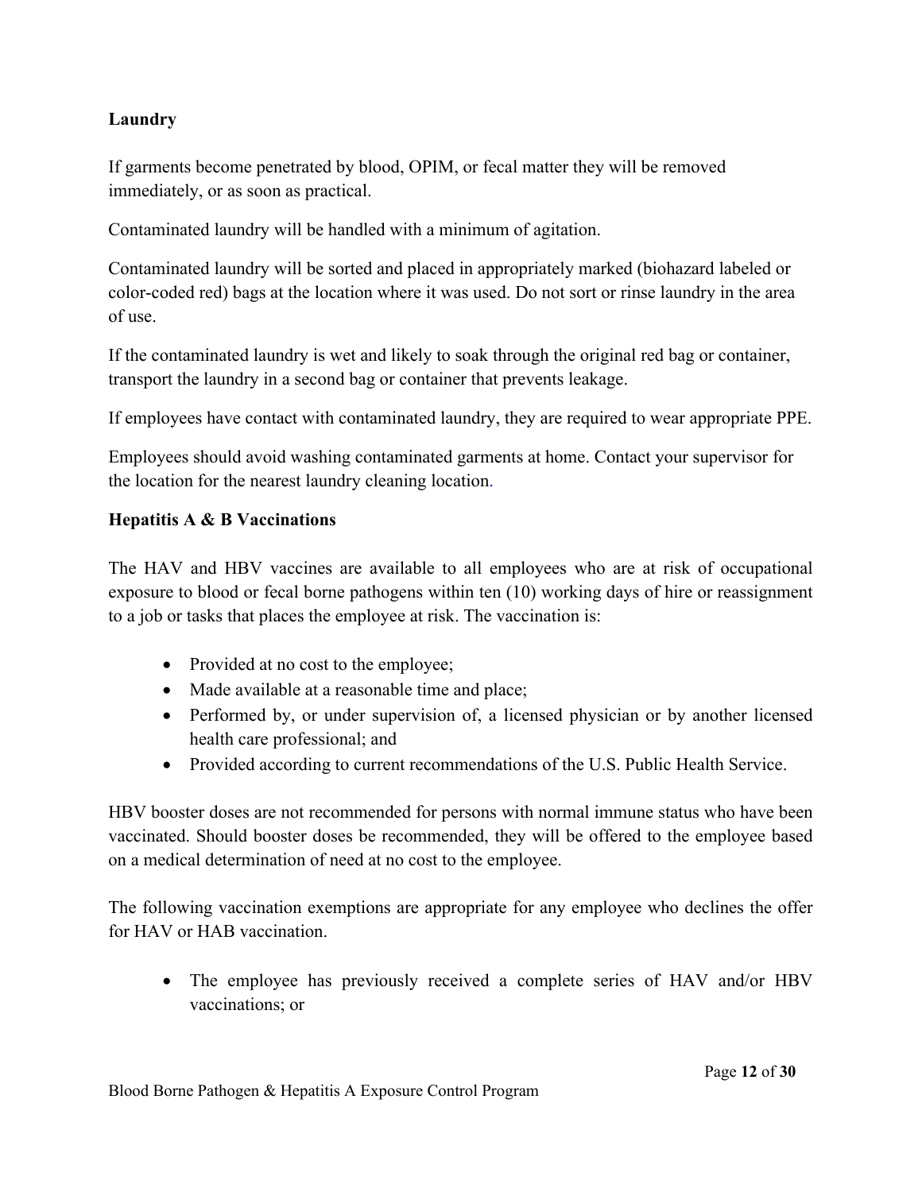**Laundry**

If garments become penetrated by blood, OPIM, or fecal matter they will be removed immediately, or as soon as practical.

Contaminated laundry will be handled with a minimum of agitation.

Contaminated laundry will be sorted and placed in appropriately marked (biohazard labeled or color-coded red) bags at the location where it was used. Do not sort or rinse laundry in the area of use.

If the contaminated laundry is wet and likely to soak through the original red bag or container, transport the laundry in a second bag or container that prevents leakage.

If employees have contact with contaminated laundry, they are required to wear appropriate PPE.

Employees should avoid washing contaminated garments at home. Contact your supervisor for the location for the nearest laundry cleaning location.

**Hepatitis A & B Vaccinations**

The HAV and HBV vaccines are available to all employees who are at risk of occupational exposure to blood or fecal borne pathogens within ten (10) working days of hire or reassignment to a job or tasks that places the employee at risk. The vaccination is:

- Provided at no cost to the employee;
- Made available at a reasonable time and place;
- Performed by, or under supervision of, a licensed physician or by another licensed health care professional; and
- Provided according to current recommendations of the U.S. Public Health Service.

HBV booster doses are not recommended for persons with normal immune status who have been vaccinated. Should booster doses be recommended, they will be offered to the employee based on a medical determination of need at no cost to the employee.

The following vaccination exemptions are appropriate for any employee who declines the offer for HAV or HAB vaccination.

- The employee has previously received a complete series of HAV and/or HBV vaccinations; or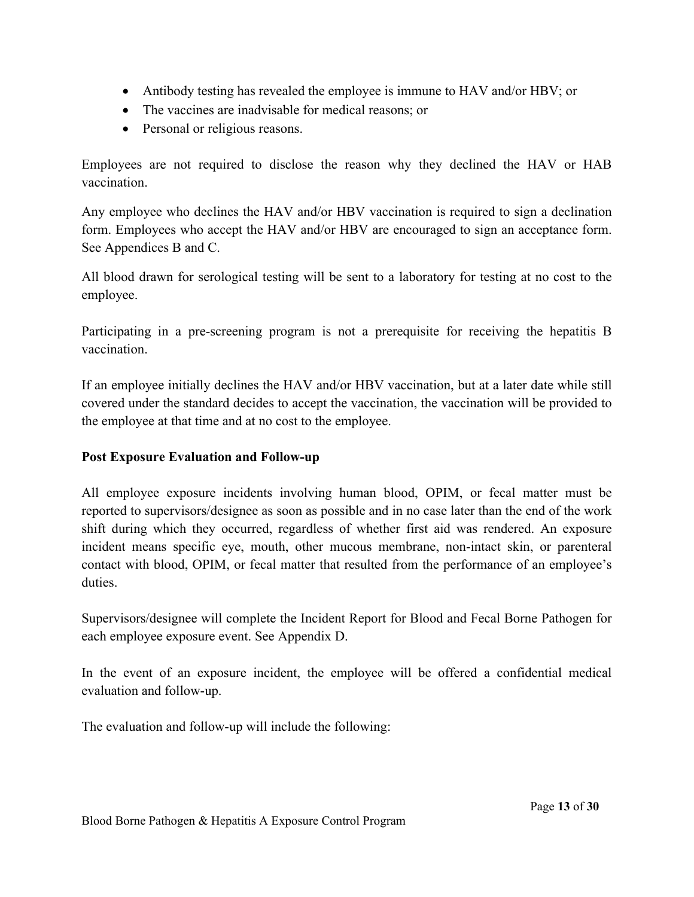- Antibody testing has revealed the employee is immune to HAV and/or HBV; or
- The vaccines are inadvisable for medical reasons; or
- Personal or religious reasons.

Employees are not required to disclose the reason why they declined the HAV or HAB vaccination.

Any employee who declines the HAV and/or HBV vaccination is required to sign a declination form. Employees who accept the HAV and/or HBV are encouraged to sign an acceptance form. See Appendices B and C.

All blood drawn for serological testing will be sent to a laboratory for testing at no cost to the employee.

Participating in a pre-screening program is not a prerequisite for receiving the hepatitis B vaccination.

If an employee initially declines the HAV and/or HBV vaccination, but at a later date while still covered under the standard decides to accept the vaccination, the vaccination will be provided to the employee at that time and at no cost to the employee.

**Post Exposure Evaluation and Follow-up**

All employee exposure incidents involving human blood, OPIM, or fecal matter must be reported to supervisors/designee as soon as possible and in no case later than the end of the work shift during which they occurred, regardless of whether first aid was rendered. An exposure incident means specific eye, mouth, other mucous membrane, non-intact skin, or parenteral contact with blood, OPIM, or fecal matter that resulted from the performance of an employee's duties.

Supervisors/designee will complete the Incident Report for Blood and Fecal Borne Pathogen for each employee exposure event. See Appendix D.

In the event of an exposure incident, the employee will be offered a confidential medical evaluation and follow-up.

The evaluation and follow-up will include the following: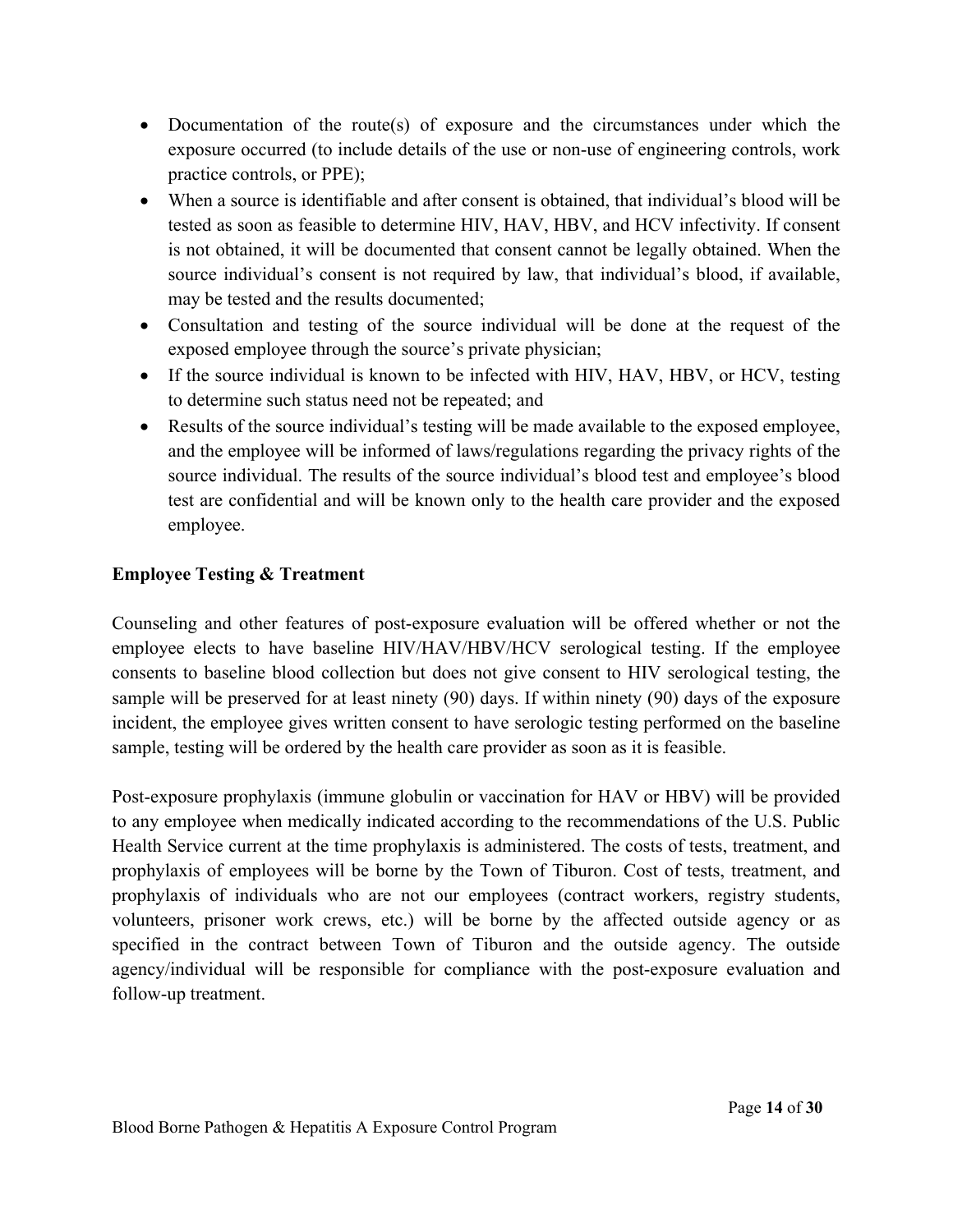- Documentation of the route(s) of exposure and the circumstances under which the exposure occurred (to include details of the use or non-use of engineering controls, work practice controls, or PPE);
- When a source is identifiable and after consent is obtained, that individual's blood will be tested as soon as feasible to determine HIV, HAV, HBV, and HCV infectivity. If consent is not obtained, it will be documented that consent cannot be legally obtained. When the source individual's consent is not required by law, that individual's blood, if available, may be tested and the results documented;
- Consultation and testing of the source individual will be done at the request of the exposed employee through the source's private physician;
- If the source individual is known to be infected with HIV, HAV, HBV, or HCV, testing to determine such status need not be repeated; and
- Results of the source individual's testing will be made available to the exposed employee, and the employee will be informed of laws/regulations regarding the privacy rights of the source individual. The results of the source individual's blood test and employee's blood test are confidential and will be known only to the health care provider and the exposed employee.

**Employee Testing & Treatment**

Counseling and other features of post-exposure evaluation will be offered whether or not the employee elects to have baseline HIV/HAV/HBV/HCV serological testing. If the employee consents to baseline blood collection but does not give consent to HIV serological testing, the sample will be preserved for at least ninety (90) days. If within ninety (90) days of the exposure incident, the employee gives written consent to have serologic testing performed on the baseline sample, testing will be ordered by the health care provider as soon as it is feasible.

Post-exposure prophylaxis (immune globulin or vaccination for HAV or HBV) will be provided to any employee when medically indicated according to the recommendations of the U.S. Public Health Service current at the time prophylaxis is administered. The costs of tests, treatment, and prophylaxis of employees will be borne by the Town of Tiburon. Cost of tests, treatment, and prophylaxis of individuals who are not our employees (contract workers, registry students, volunteers, prisoner work crews, etc.) will be borne by the affected outside agency or as specified in the contract between Town of Tiburon and the outside agency. The outside agency/individual will be responsible for compliance with the post-exposure evaluation and follow-up treatment.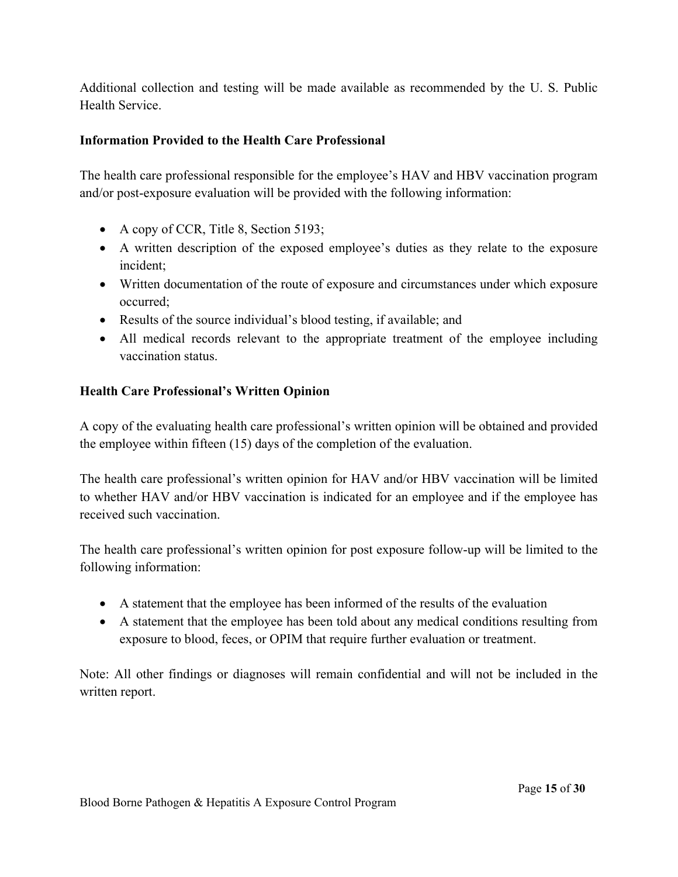Additional collection and testing will be made available as recommended by the U. S. Public Health Service.

**Information Provided to the Health Care Professional**

The health care professional responsible for the employee's HAV and HBV vaccination program and/or post-exposure evaluation will be provided with the following information:

- A copy of CCR, Title 8, Section 5193;
- A written description of the exposed employee's duties as they relate to the exposure incident;
- Written documentation of the route of exposure and circumstances under which exposure occurred;
- Results of the source individual's blood testing, if available; and
- All medical records relevant to the appropriate treatment of the employee including vaccination status.

**Health Care Professional's Written Opinion**

A copy of the evaluating health care professional's written opinion will be obtained and provided the employee within fifteen (15) days of the completion of the evaluation.

The health care professional's written opinion for HAV and/or HBV vaccination will be limited to whether HAV and/or HBV vaccination is indicated for an employee and if the employee has received such vaccination.

The health care professional's written opinion for post exposure follow-up will be limited to the following information:

- A statement that the employee has been informed of the results of the evaluation
- A statement that the employee has been told about any medical conditions resulting from exposure to blood, feces, or OPIM that require further evaluation or treatment.

Note: All other findings or diagnoses will remain confidential and will not be included in the written report.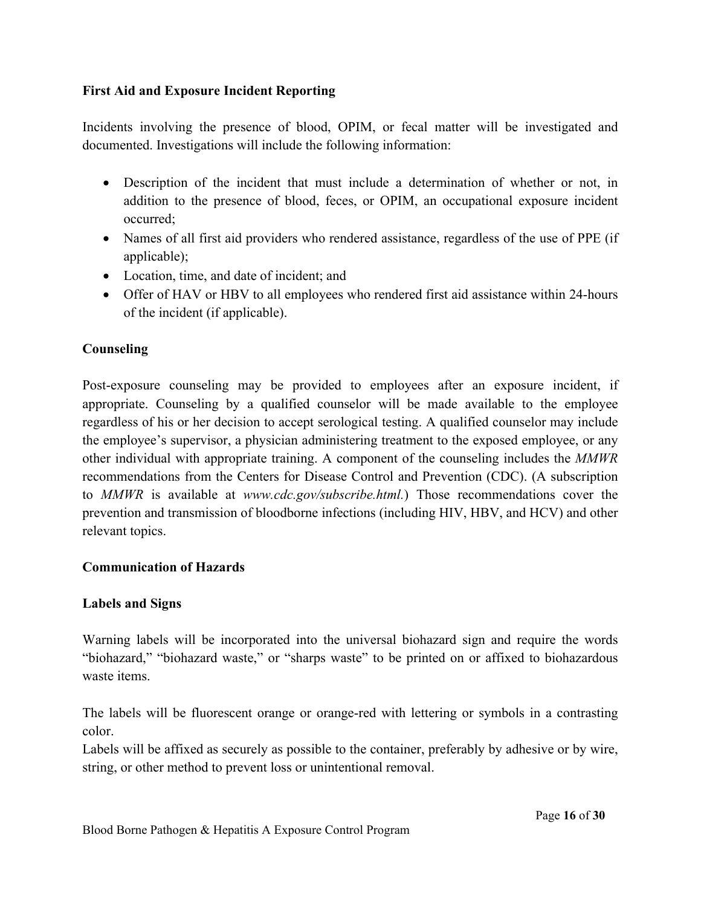**First Aid and Exposure Incident Reporting**

Incidents involving the presence of blood, OPIM, or fecal matter will be investigated and documented. Investigations will include the following information:

- Description of the incident that must include a determination of whether or not, in addition to the presence of blood, feces, or OPIM, an occupational exposure incident occurred;
- Names of all first aid providers who rendered assistance, regardless of the use of PPE (if applicable);
- Location, time, and date of incident; and
- Offer of HAV or HBV to all employees who rendered first aid assistance within 24-hours of the incident (if applicable).

**Counseling**

Post-exposure counseling may be provided to employees after an exposure incident, if appropriate. Counseling by a qualified counselor will be made available to the employee regardless of his or her decision to accept serological testing. A qualified counselor may include the employee's supervisor, a physician administering treatment to the exposed employee, or any other individual with appropriate training. A component of the counseling includes the *MMWR* recommendations from the Centers for Disease Control and Prevention (CDC). (A subscription to *MMWR* is available at *www.cdc.gov/subscribe.html.*) Those recommendations cover the prevention and transmission of bloodborne infections (including HIV, HBV, and HCV) and other relevant topics.

**Communication of Hazards**

**Labels and Signs**

Warning labels will be incorporated into the universal biohazard sign and require the words "biohazard," "biohazard waste," or "sharps waste" to be printed on or affixed to biohazardous waste items.

The labels will be fluorescent orange or orange-red with lettering or symbols in a contrasting color.
Labels will be affixed as securely as possible to the container, preferably by adhesive or by wire, string, or other method to prevent loss or unintentional removal.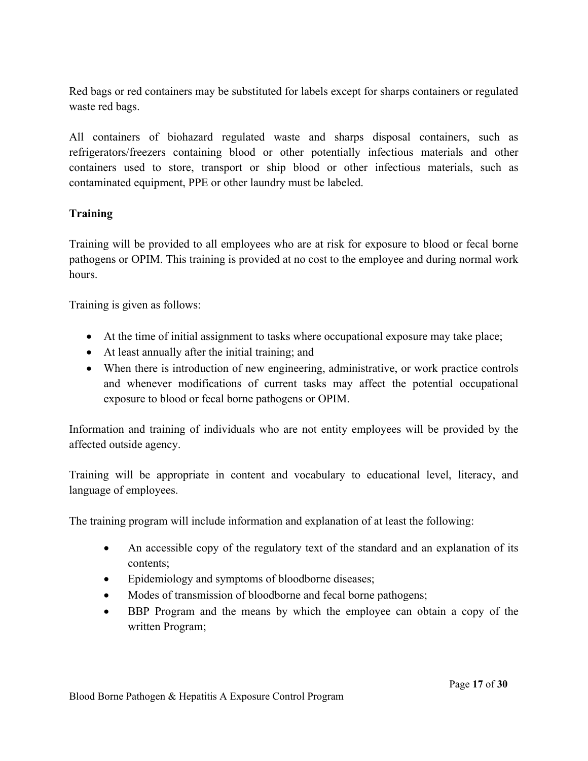Red bags or red containers may be substituted for labels except for sharps containers or regulated waste red bags.

All containers of biohazard regulated waste and sharps disposal containers, such as refrigerators/freezers containing blood or other potentially infectious materials and other containers used to store, transport or ship blood or other infectious materials, such as contaminated equipment, PPE or other laundry must be labeled.

**Training**

Training will be provided to all employees who are at risk for exposure to blood or fecal borne pathogens or OPIM. This training is provided at no cost to the employee and during normal work hours.

Training is given as follows:

- At the time of initial assignment to tasks where occupational exposure may take place;
- At least annually after the initial training; and
- When there is introduction of new engineering, administrative, or work practice controls and whenever modifications of current tasks may affect the potential occupational exposure to blood or fecal borne pathogens or OPIM.

Information and training of individuals who are not entity employees will be provided by the affected outside agency.

Training will be appropriate in content and vocabulary to educational level, literacy, and language of employees.

The training program will include information and explanation of at least the following:

- An accessible copy of the regulatory text of the standard and an explanation of its contents;
- Epidemiology and symptoms of bloodborne diseases;
- Modes of transmission of bloodborne and fecal borne pathogens;
- BBP Program and the means by which the employee can obtain a copy of the written Program;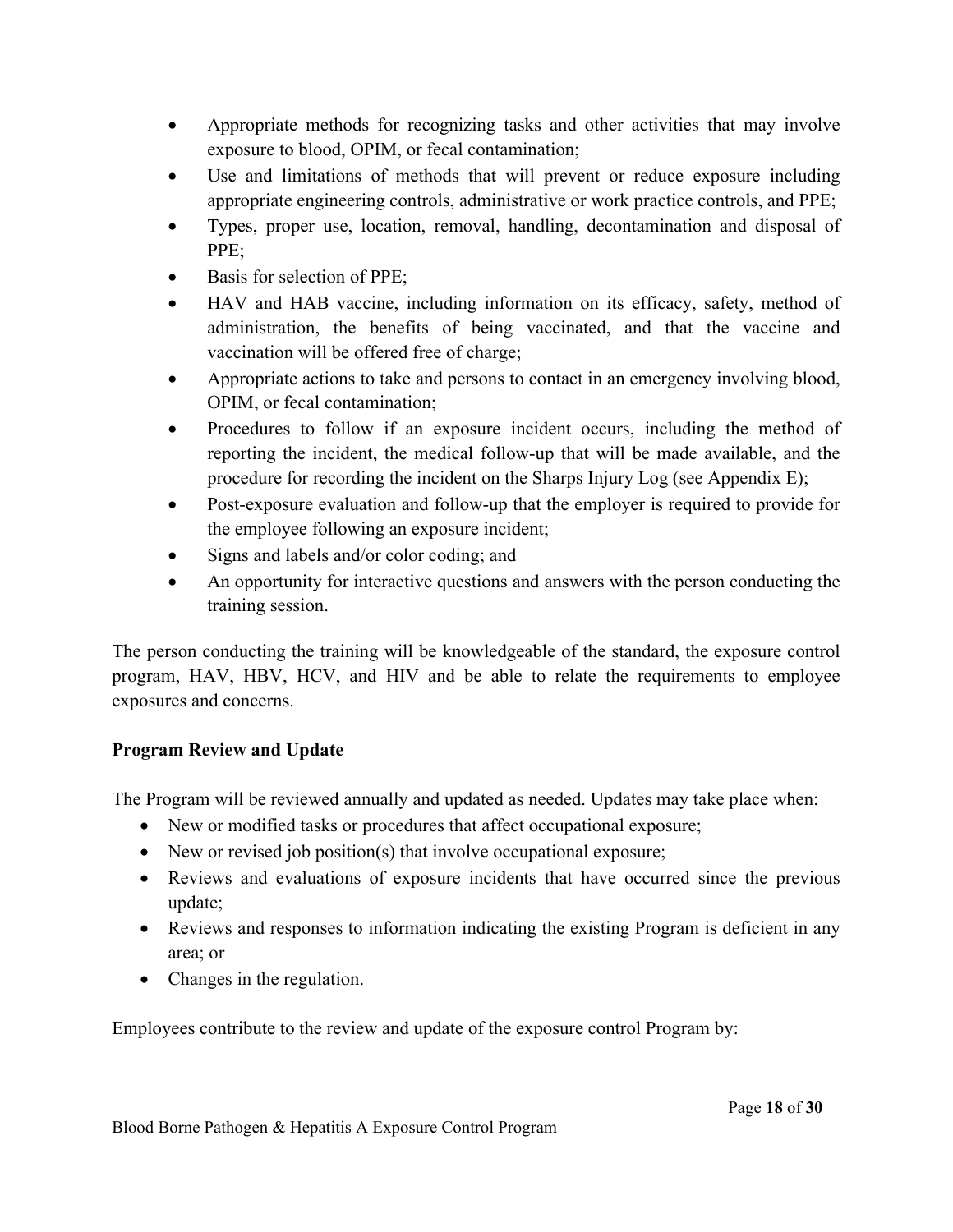- Appropriate methods for recognizing tasks and other activities that may involve exposure to blood, OPIM, or fecal contamination;
- Use and limitations of methods that will prevent or reduce exposure including appropriate engineering controls, administrative or work practice controls, and PPE;
- Types, proper use, location, removal, handling, decontamination and disposal of PPE;
- Basis for selection of PPE;
- HAV and HAB vaccine, including information on its efficacy, safety, method of administration, the benefits of being vaccinated, and that the vaccine and vaccination will be offered free of charge;
- Appropriate actions to take and persons to contact in an emergency involving blood, OPIM, or fecal contamination;
- Procedures to follow if an exposure incident occurs, including the method of reporting the incident, the medical follow-up that will be made available, and the procedure for recording the incident on the Sharps Injury Log (see Appendix E);
- Post-exposure evaluation and follow-up that the employer is required to provide for the employee following an exposure incident;
- Signs and labels and/or color coding; and
- An opportunity for interactive questions and answers with the person conducting the training session.

The person conducting the training will be knowledgeable of the standard, the exposure control program, HAV, HBV, HCV, and HIV and be able to relate the requirements to employee exposures and concerns.

**Program Review and Update**

The Program will be reviewed annually and updated as needed. Updates may take place when:

- New or modified tasks or procedures that affect occupational exposure;
- New or revised job position(s) that involve occupational exposure;
- Reviews and evaluations of exposure incidents that have occurred since the previous update;
- Reviews and responses to information indicating the existing Program is deficient in any area; or
- Changes in the regulation.

Employees contribute to the review and update of the exposure control Program by: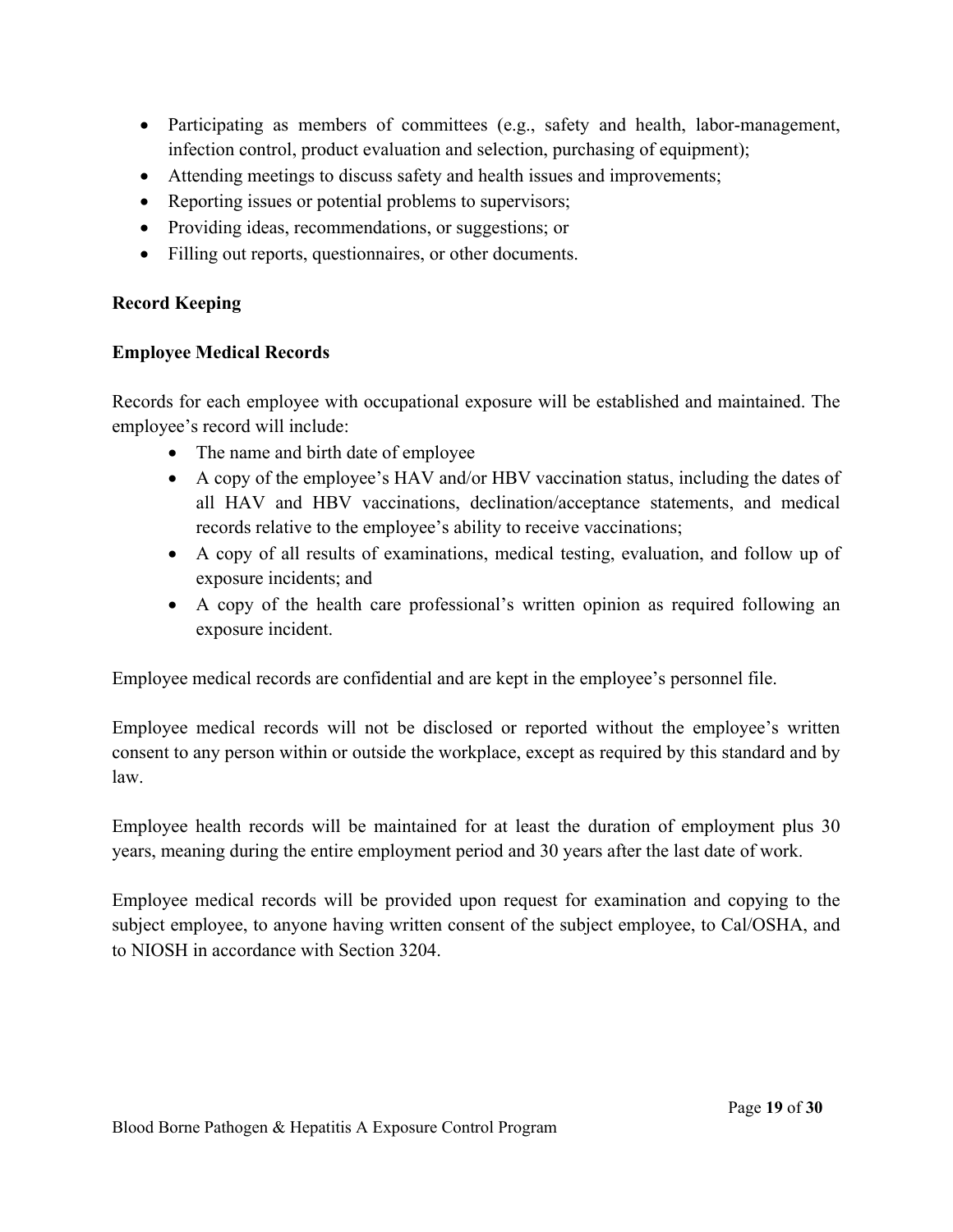- Participating as members of committees (e.g., safety and health, labor-management, infection control, product evaluation and selection, purchasing of equipment);
- Attending meetings to discuss safety and health issues and improvements;
- Reporting issues or potential problems to supervisors;
- Providing ideas, recommendations, or suggestions; or
- Filling out reports, questionnaires, or other documents.

**Record Keeping**

**Employee Medical Records**

Records for each employee with occupational exposure will be established and maintained. The employee's record will include:

- The name and birth date of employee
- A copy of the employee's HAV and/or HBV vaccination status, including the dates of all HAV and HBV vaccinations, declination/acceptance statements, and medical records relative to the employee's ability to receive vaccinations;
- A copy of all results of examinations, medical testing, evaluation, and follow up of exposure incidents; and
- A copy of the health care professional's written opinion as required following an exposure incident.

Employee medical records are confidential and are kept in the employee's personnel file.

Employee medical records will not be disclosed or reported without the employee's written consent to any person within or outside the workplace, except as required by this standard and by law.

Employee health records will be maintained for at least the duration of employment plus 30 years, meaning during the entire employment period and 30 years after the last date of work.

Employee medical records will be provided upon request for examination and copying to the subject employee, to anyone having written consent of the subject employee, to Cal/OSHA, and to NIOSH in accordance with Section 3204.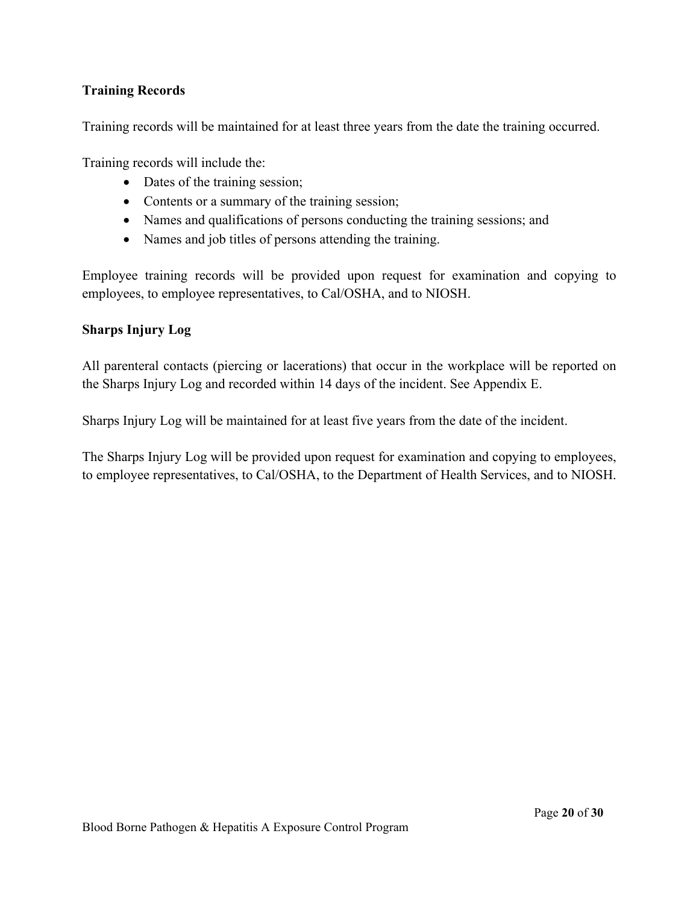**Training Records**

Training records will be maintained for at least three years from the date the training occurred.

Training records will include the:

- Dates of the training session;
- Contents or a summary of the training session;
- Names and qualifications of persons conducting the training sessions; and
- Names and job titles of persons attending the training.

Employee training records will be provided upon request for examination and copying to employees, to employee representatives, to Cal/OSHA, and to NIOSH.

**Sharps Injury Log**

All parenteral contacts (piercing or lacerations) that occur in the workplace will be reported on the Sharps Injury Log and recorded within 14 days of the incident. See Appendix E.

Sharps Injury Log will be maintained for at least five years from the date of the incident.

The Sharps Injury Log will be provided upon request for examination and copying to employees, to employee representatives, to Cal/OSHA, to the Department of Health Services, and to NIOSH.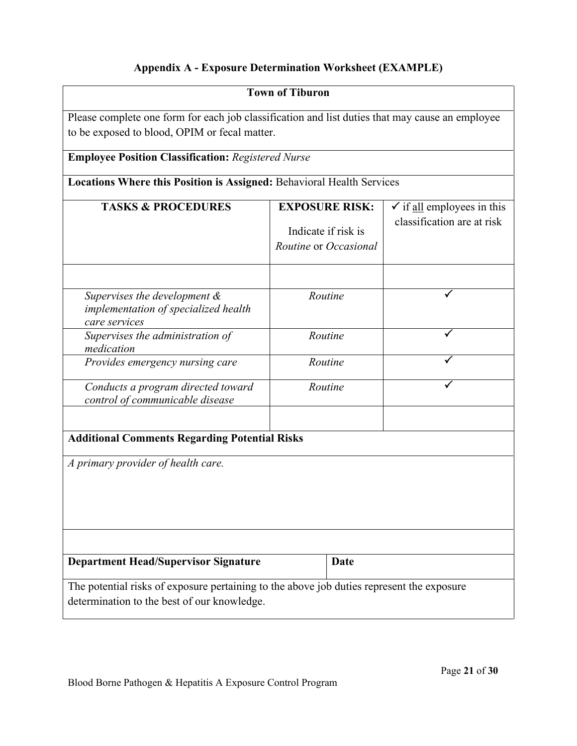## Appendix A - Exposure Determination Worksheet (EXAMPLE)

**Town of Tiburon**

Please complete one form for each job classification and list duties that may cause an employee to be exposed to blood, OPIM or fecal matter.

**Employee Position Classification:** *Registered Nurse*

**Locations Where this Position is Assigned:** Behavioral Health Services

| TASKS & PROCEDURES | EXPOSURE RISK: Indicate if risk is *Routine* or *Occasional* | ✓ if all employees in this classification are at risk |
|---|---|---|
| | | |
| *Supervises the development & implementation of specialized health care services* | *Routine* | ✓ |
| *Supervises the administration of medication* | *Routine* | ✓ |
| *Provides emergency nursing care* | *Routine* | ✓ |
| *Conducts a program directed toward control of communicable disease* | *Routine* | ✓ |
| | | |

**Additional Comments Regarding Potential Risks**

*A primary provider of health care.*

| Department Head/Supervisor Signature | Date |
|---|---|

The potential risks of exposure pertaining to the above job duties represent the exposure determination to the best of our knowledge.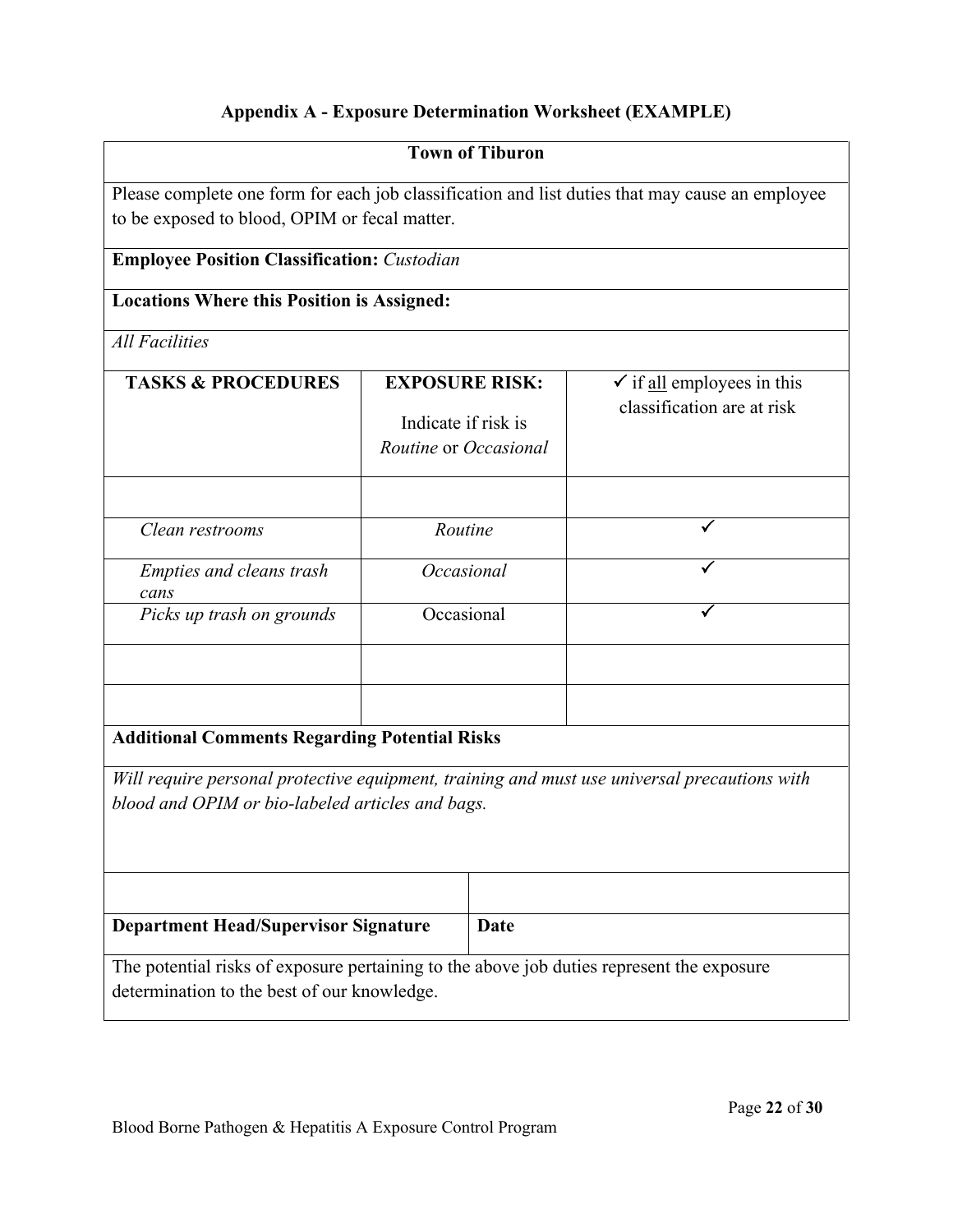# Appendix A - Exposure Determination Worksheet (EXAMPLE)

**Town of Tiburon**

Please complete one form for each job classification and list duties that may cause an employee to be exposed to blood, OPIM or fecal matter.

**Employee Position Classification:** *Custodian*

**Locations Where this Position is Assigned:**

*All Facilities*

| **TASKS & PROCEDURES** | **EXPOSURE RISK:** Indicate if risk is *Routine* or *Occasional* | ✓ if all employees in this classification are at risk |
|---|---|---|
| | | |
| *Clean restrooms* | *Routine* | ✓ |
| *Empties and cleans trash cans* | *Occasional* | ✓ |
| *Picks up trash on grounds* | Occasional | ✓ |
| | | |
| | | |

**Additional Comments Regarding Potential Risks**

*Will require personal protective equipment, training and must use universal precautions with blood and OPIM or bio-labeled articles and bags.*

| | |
|---|---|
| | |
| **Department Head/Supervisor Signature** | **Date** |

The potential risks of exposure pertaining to the above job duties represent the exposure determination to the best of our knowledge.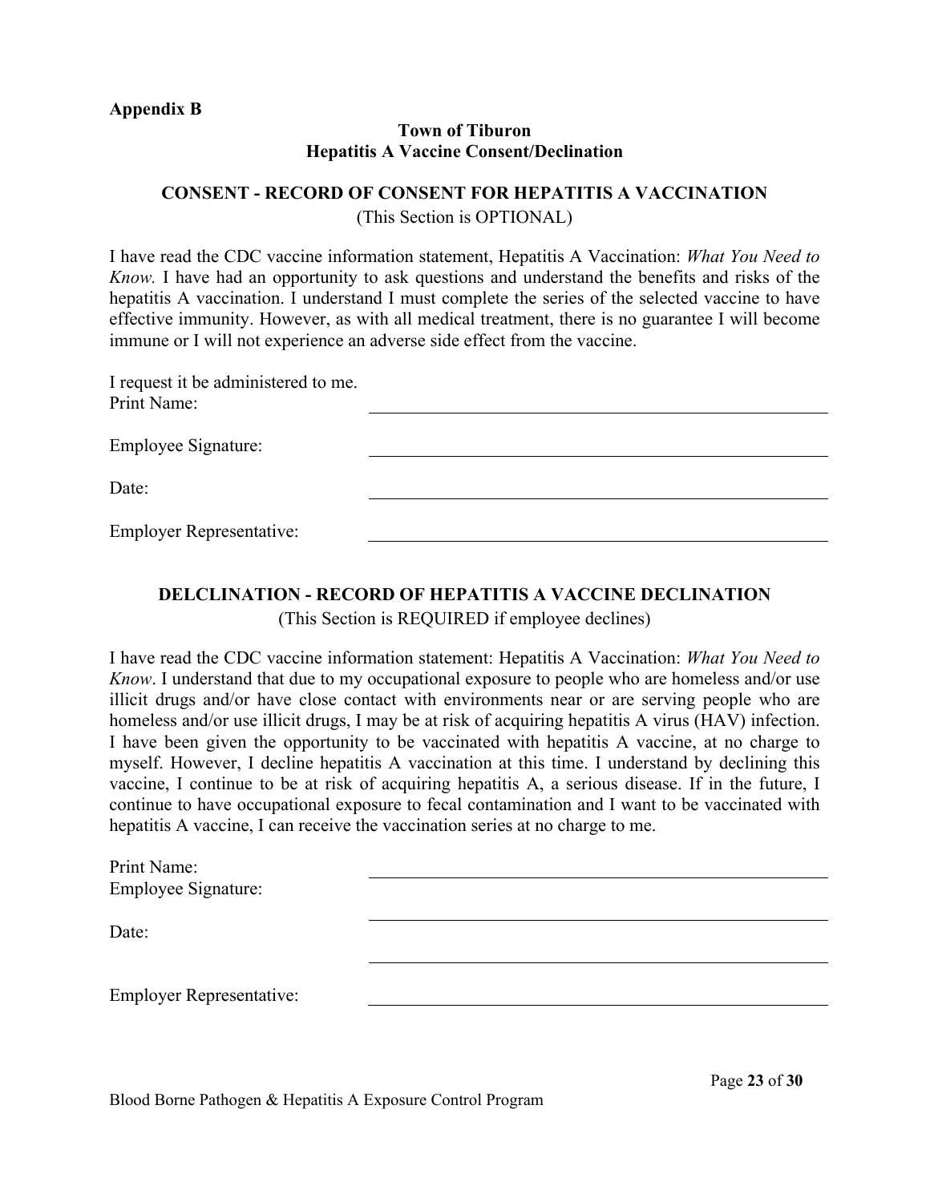**Appendix B**

**Town of Tiburon**
**Hepatitis A Vaccine Consent/Declination**

**CONSENT - RECORD OF CONSENT FOR HEPATITIS A VACCINATION**

(This Section is OPTIONAL)

I have read the CDC vaccine information statement, Hepatitis A Vaccination: *What You Need to Know.* I have had an opportunity to ask questions and understand the benefits and risks of the hepatitis A vaccination. I understand I must complete the series of the selected vaccine to have effective immunity. However, as with all medical treatment, there is no guarantee I will become immune or I will not experience an adverse side effect from the vaccine.

I request it be administered to me.

Print Name: ______________________________

Employee Signature: ______________________________

Date: ______________________________

Employer Representative: ______________________________

**DELCLINATION - RECORD OF HEPATITIS A VACCINE DECLINATION**

(This Section is REQUIRED if employee declines)

I have read the CDC vaccine information statement: Hepatitis A Vaccination: *What You Need to Know*. I understand that due to my occupational exposure to people who are homeless and/or use illicit drugs and/or have close contact with environments near or are serving people who are homeless and/or use illicit drugs, I may be at risk of acquiring hepatitis A virus (HAV) infection. I have been given the opportunity to be vaccinated with hepatitis A vaccine, at no charge to myself. However, I decline hepatitis A vaccination at this time. I understand by declining this vaccine, I continue to be at risk of acquiring hepatitis A, a serious disease. If in the future, I continue to have occupational exposure to fecal contamination and I want to be vaccinated with hepatitis A vaccine, I can receive the vaccination series at no charge to me.

Print Name: ______________________________

Employee Signature: ______________________________

Date: ______________________________

Employer Representative: ______________________________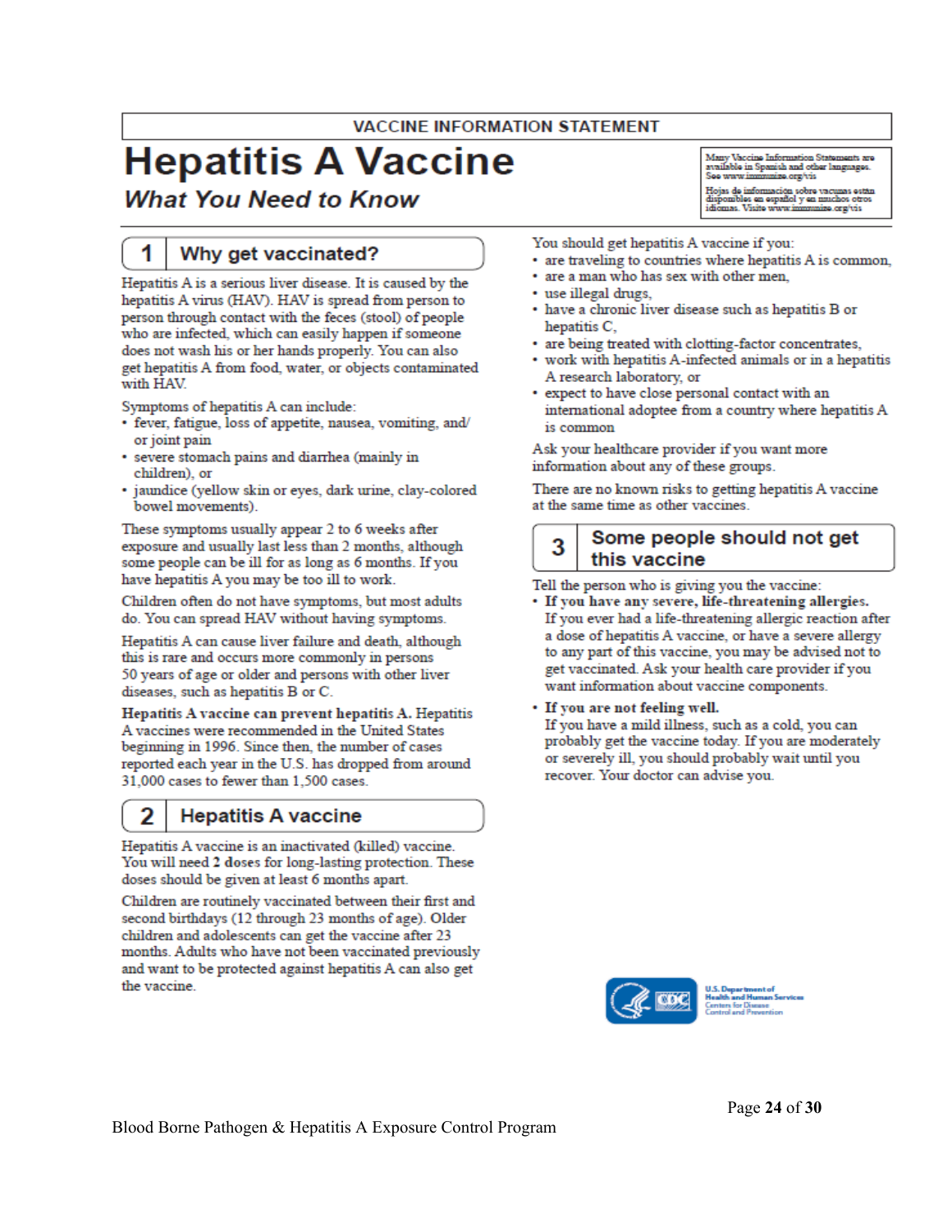VACCINE INFORMATION STATEMENT

# Hepatitis A Vaccine

## *What You Need to Know*

Many Vaccine Information Statements are available in Spanish and other languages. See www.immunize.org/vis

Hojas de información sobre vacunas están disponibles en español y en muchos otros idiomas. Visite www.immunize.org/vis

## 1 Why get vaccinated?

Hepatitis A is a serious liver disease. It is caused by the hepatitis A virus (HAV). HAV is spread from person to person through contact with the feces (stool) of people who are infected, which can easily happen if someone does not wash his or her hands properly. You can also get hepatitis A from food, water, or objects contaminated with HAV.

Symptoms of hepatitis A can include:

- fever, fatigue, loss of appetite, nausea, vomiting, and/or joint pain
- severe stomach pains and diarrhea (mainly in children), or
- jaundice (yellow skin or eyes, dark urine, clay-colored bowel movements).

These symptoms usually appear 2 to 6 weeks after exposure and usually last less than 2 months, although some people can be ill for as long as 6 months. If you have hepatitis A you may be too ill to work.

Children often do not have symptoms, but most adults do. You can spread HAV without having symptoms.

Hepatitis A can cause liver failure and death, although this is rare and occurs more commonly in persons 50 years of age or older and persons with other liver diseases, such as hepatitis B or C.

**Hepatitis A vaccine can prevent hepatitis A.** Hepatitis A vaccines were recommended in the United States beginning in 1996. Since then, the number of cases reported each year in the U.S. has dropped from around 31,000 cases to fewer than 1,500 cases.

## 2 Hepatitis A vaccine

Hepatitis A vaccine is an inactivated (killed) vaccine. You will need **2** doses for long-lasting protection. These doses should be given at least 6 months apart.

Children are routinely vaccinated between their first and second birthdays (12 through 23 months of age). Older children and adolescents can get the vaccine after 23 months. Adults who have not been vaccinated previously and want to be protected against hepatitis A can also get the vaccine.

You should get hepatitis A vaccine if you:

- are traveling to countries where hepatitis A is common,
- are a man who has sex with other men,
- use illegal drugs,
- have a chronic liver disease such as hepatitis B or hepatitis C,
- are being treated with clotting-factor concentrates,
- work with hepatitis A-infected animals or in a hepatitis A research laboratory, or
- expect to have close personal contact with an international adoptee from a country where hepatitis A is common

Ask your healthcare provider if you want more information about any of these groups.

There are no known risks to getting hepatitis A vaccine at the same time as other vaccines.

## 3 Some people should not get this vaccine

Tell the person who is giving you the vaccine:

- **If you have any severe, life-threatening allergies.**
  If you ever had a life-threatening allergic reaction after a dose of hepatitis A vaccine, or have a severe allergy to any part of this vaccine, you may be advised not to get vaccinated. Ask your health care provider if you want information about vaccine components.
- **If you are not feeling well.**
  If you have a mild illness, such as a cold, you can probably get the vaccine today. If you are moderately or severely ill, you should probably wait until you recover. Your doctor can advise you.

U.S. Department of Health and Human Services
Centers for Disease Control and Prevention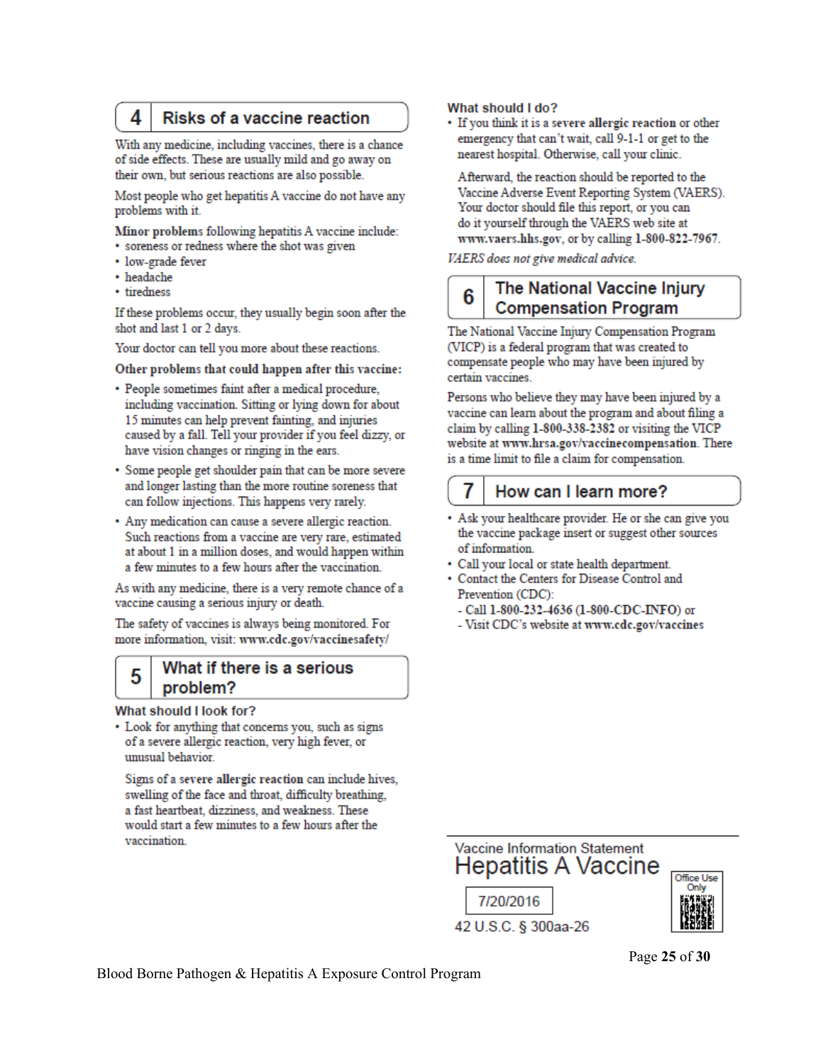## 4 Risks of a vaccine reaction

With any medicine, including vaccines, there is a chance of side effects. These are usually mild and go away on their own, but serious reactions are also possible.

Most people who get hepatitis A vaccine do not have any problems with it.

**Minor problems** following hepatitis A vaccine include:

- soreness or redness where the shot was given
- low-grade fever
- headache
- tiredness

If these problems occur, they usually begin soon after the shot and last 1 or 2 days.

Your doctor can tell you more about these reactions.

**Other problems that could happen after this vaccine:**

- People sometimes faint after a medical procedure, including vaccination. Sitting or lying down for about 15 minutes can help prevent fainting, and injuries caused by a fall. Tell your provider if you feel dizzy, or have vision changes or ringing in the ears.
- Some people get shoulder pain that can be more severe and longer lasting than the more routine soreness that can follow injections. This happens very rarely.
- Any medication can cause a severe allergic reaction. Such reactions from a vaccine are very rare, estimated at about 1 in a million doses, and would happen within a few minutes to a few hours after the vaccination.

As with any medicine, there is a very remote chance of a vaccine causing a serious injury or death.

The safety of vaccines is always being monitored. For more information, visit: **www.cdc.gov/vaccinesafety/**

## 5 What if there is a serious problem?

### What should I look for?

- Look for anything that concerns you, such as signs of a severe allergic reaction, very high fever, or unusual behavior.

  Signs of a **severe allergic reaction** can include hives, swelling of the face and throat, difficulty breathing, a fast heartbeat, dizziness, and weakness. These would start a few minutes to a few hours after the vaccination.

### What should I do?

- If you think it is a **severe allergic reaction** or other emergency that can't wait, call 9-1-1 or get to the nearest hospital. Otherwise, call your clinic.

  Afterward, the reaction should be reported to the Vaccine Adverse Event Reporting System (VAERS). Your doctor should file this report, or you can do it yourself through the VAERS web site at **www.vaers.hhs.gov**, or by calling **1-800-822-7967**.

*VAERS does not give medical advice.*

## 6 The National Vaccine Injury Compensation Program

The National Vaccine Injury Compensation Program (VICP) is a federal program that was created to compensate people who may have been injured by certain vaccines.

Persons who believe they may have been injured by a vaccine can learn about the program and about filing a claim by calling **1-800-338-2382** or visiting the VICP website at **www.hrsa.gov/vaccinecompensation**. There is a time limit to file a claim for compensation.

## 7 How can I learn more?

- Ask your healthcare provider. He or she can give you the vaccine package insert or suggest other sources of information.
- Call your local or state health department.
- Contact the Centers for Disease Control and Prevention (CDC):
  - Call **1-800-232-4636 (1-800-CDC-INFO)** or
  - Visit CDC's website at **www.cdc.gov/vaccines**

Vaccine Information Statement

**Hepatitis A Vaccine**

7/20/2016

42 U.S.C. § 300aa-26

Office Use Only

Blood Borne Pathogen & Hepatitis A Exposure Control Program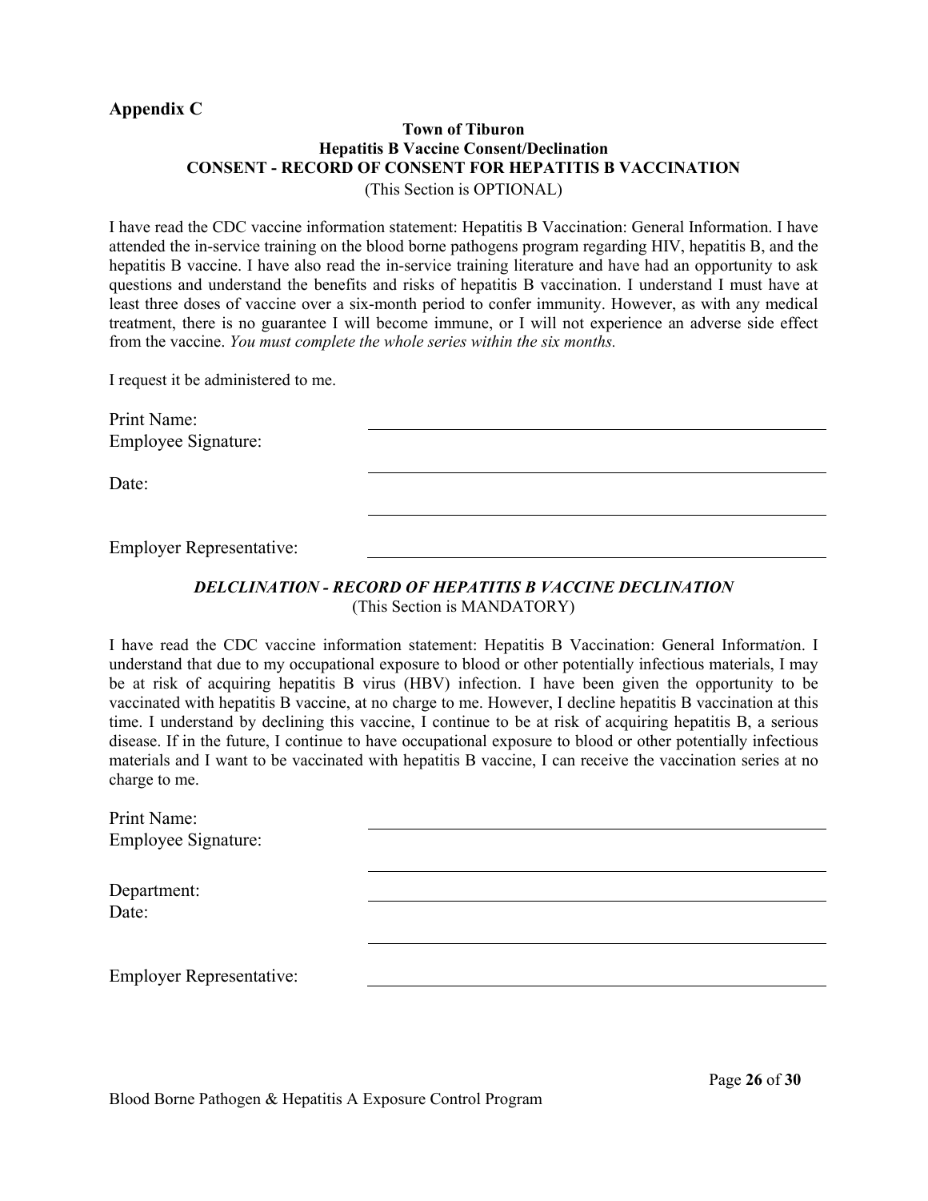**Appendix C**

**Town of Tiburon**
**Hepatitis B Vaccine Consent/Declination**
**CONSENT - RECORD OF CONSENT FOR HEPATITIS B VACCINATION**
(This Section is OPTIONAL)

I have read the CDC vaccine information statement: Hepatitis B Vaccination: General Information. I have attended the in-service training on the blood borne pathogens program regarding HIV, hepatitis B, and the hepatitis B vaccine. I have also read the in-service training literature and have had an opportunity to ask questions and understand the benefits and risks of hepatitis B vaccination. I understand I must have at least three doses of vaccine over a six-month period to confer immunity. However, as with any medical treatment, there is no guarantee I will become immune, or I will not experience an adverse side effect from the vaccine. *You must complete the whole series within the six months.*

I request it be administered to me.

Print Name: \_\_\_\_\_\_\_\_\_\_\_\_\_\_\_\_\_\_\_\_\_\_\_\_\_\_\_\_\_\_\_\_\_\_\_\_\_\_\_\_\_\_

Employee Signature: \_\_\_\_\_\_\_\_\_\_\_\_\_\_\_\_\_\_\_\_\_\_\_\_\_\_\_\_\_\_\_\_\_\_\_\_\_\_\_\_\_\_

Date: \_\_\_\_\_\_\_\_\_\_\_\_\_\_\_\_\_\_\_\_\_\_\_\_\_\_\_\_\_\_\_\_\_\_\_\_\_\_\_\_\_\_

Employer Representative: \_\_\_\_\_\_\_\_\_\_\_\_\_\_\_\_\_\_\_\_\_\_\_\_\_\_\_\_\_\_\_\_\_\_\_\_\_\_\_\_\_\_

***DELCLINATION - RECORD OF HEPATITIS B VACCINE DECLINATION***
(This Section is MANDATORY)

I have read the CDC vaccine information statement: Hepatitis B Vaccination: General Information. I understand that due to my occupational exposure to blood or other potentially infectious materials, I may be at risk of acquiring hepatitis B virus (HBV) infection. I have been given the opportunity to be vaccinated with hepatitis B vaccine, at no charge to me. However, I decline hepatitis B vaccination at this time. I understand by declining this vaccine, I continue to be at risk of acquiring hepatitis B, a serious disease. If in the future, I continue to have occupational exposure to blood or other potentially infectious materials and I want to be vaccinated with hepatitis B vaccine, I can receive the vaccination series at no charge to me.

Print Name: \_\_\_\_\_\_\_\_\_\_\_\_\_\_\_\_\_\_\_\_\_\_\_\_\_\_\_\_\_\_\_\_\_\_\_\_\_\_\_\_\_\_

Employee Signature: \_\_\_\_\_\_\_\_\_\_\_\_\_\_\_\_\_\_\_\_\_\_\_\_\_\_\_\_\_\_\_\_\_\_\_\_\_\_\_\_\_\_

Department: \_\_\_\_\_\_\_\_\_\_\_\_\_\_\_\_\_\_\_\_\_\_\_\_\_\_\_\_\_\_\_\_\_\_\_\_\_\_\_\_\_\_

Date: \_\_\_\_\_\_\_\_\_\_\_\_\_\_\_\_\_\_\_\_\_\_\_\_\_\_\_\_\_\_\_\_\_\_\_\_\_\_\_\_\_\_

Employer Representative: \_\_\_\_\_\_\_\_\_\_\_\_\_\_\_\_\_\_\_\_\_\_\_\_\_\_\_\_\_\_\_\_\_\_\_\_\_\_\_\_\_\_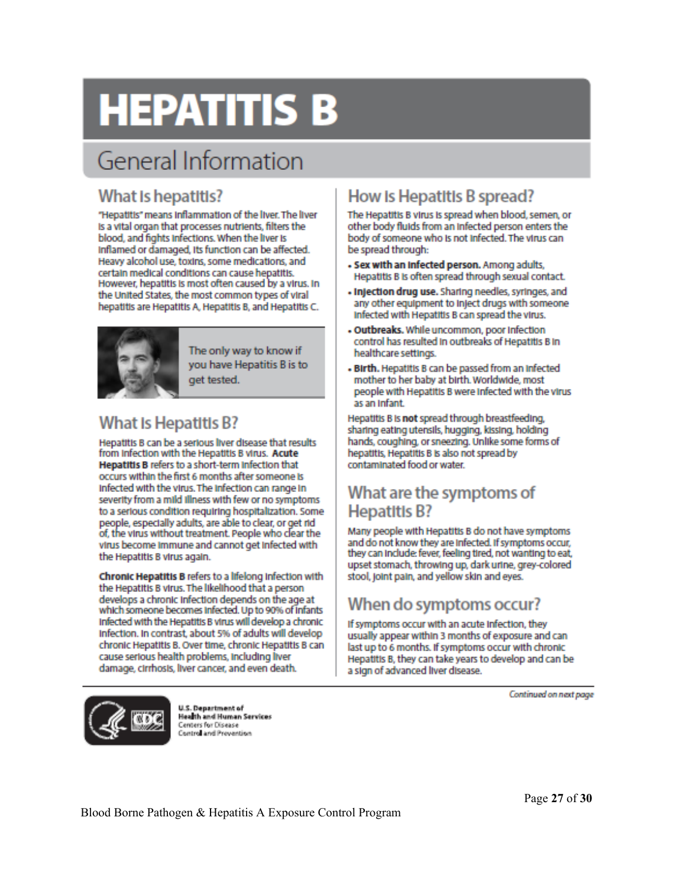# HEPATITIS B

## General Information

### What is hepatitis?

"Hepatitis" means inflammation of the liver. The liver is a vital organ that processes nutrients, filters the blood, and fights infections. When the liver is inflamed or damaged, its function can be affected. Heavy alcohol use, toxins, some medications, and certain medical conditions can cause hepatitis. However, hepatitis is most often caused by a virus. In the United States, the most common types of viral hepatitis are Hepatitis A, Hepatitis B, and Hepatitis C.

The only way to know if you have Hepatitis B is to get tested.

### What is Hepatitis B?

Hepatitis B can be a serious liver disease that results from infection with the Hepatitis B virus. **Acute Hepatitis B** refers to a short-term infection that occurs within the first 6 months after someone is infected with the virus. The infection can range in severity from a mild illness with few or no symptoms to a serious condition requiring hospitalization. Some people, especially adults, are able to clear, or get rid of, the virus without treatment. People who clear the virus become immune and cannot get infected with the Hepatitis B virus again.

**Chronic Hepatitis B** refers to a lifelong infection with the Hepatitis B virus. The likelihood that a person develops a chronic infection depends on the age at which someone becomes infected. Up to 90% of infants infected with the Hepatitis B virus will develop a chronic infection. In contrast, about 5% of adults will develop chronic Hepatitis B. Over time, chronic Hepatitis B can cause serious health problems, including liver damage, cirrhosis, liver cancer, and even death.

### How is Hepatitis B spread?

The Hepatitis B virus is spread when blood, semen, or other body fluids from an infected person enters the body of someone who is not infected. The virus can be spread through:

- **Sex with an infected person.** Among adults, Hepatitis B is often spread through sexual contact.
- **Injection drug use.** Sharing needles, syringes, and any other equipment to inject drugs with someone infected with Hepatitis B can spread the virus.
- **Outbreaks.** While uncommon, poor infection control has resulted in outbreaks of Hepatitis B in healthcare settings.
- **Birth.** Hepatitis B can be passed from an infected mother to her baby at birth. Worldwide, most people with Hepatitis B were infected with the virus as an infant.

Hepatitis B is **not** spread through breastfeeding, sharing eating utensils, hugging, kissing, holding hands, coughing, or sneezing. Unlike some forms of hepatitis, Hepatitis B is also not spread by contaminated food or water.

### What are the symptoms of Hepatitis B?

Many people with Hepatitis B do not have symptoms and do not know they are infected. If symptoms occur, they can include: fever, feeling tired, not wanting to eat, upset stomach, throwing up, dark urine, grey-colored stool, joint pain, and yellow skin and eyes.

### When do symptoms occur?

If symptoms occur with an acute infection, they usually appear within 3 months of exposure and can last up to 6 months. If symptoms occur with chronic Hepatitis B, they can take years to develop and can be a sign of advanced liver disease.

*Continued on next page*

U.S. Department of Health and Human Services
Centers for Disease Control and Prevention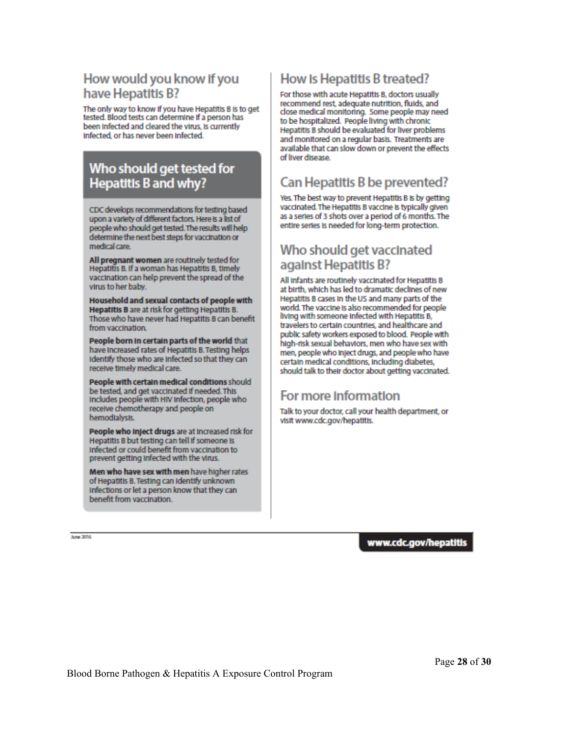## How would you know if you have Hepatitis B?

The only way to know if you have Hepatitis B is to get tested. Blood tests can determine if a person has been infected and cleared the virus, is currently infected, or has never been infected.

## Who should get tested for Hepatitis B and why?

CDC develops recommendations for testing based upon a variety of different factors. Here is a list of people who should get tested. The results will help determine the next best steps for vaccination or medical care.

**All pregnant women** are routinely tested for Hepatitis B. If a woman has Hepatitis B, timely vaccination can help prevent the spread of the virus to her baby.

**Household and sexual contacts of people with Hepatitis B** are at risk for getting Hepatitis B. Those who have never had Hepatitis B can benefit from vaccination.

**People born in certain parts of the world** that have increased rates of Hepatitis B. Testing helps identify those who are infected so that they can receive timely medical care.

**People with certain medical conditions** should be tested, and get vaccinated if needed. This includes people with HIV infection, people who receive chemotherapy and people on hemodialysis.

**People who inject drugs** are at increased risk for Hepatitis B but testing can tell if someone is infected or could benefit from vaccination to prevent getting infected with the virus.

**Men who have sex with men** have higher rates of Hepatitis B. Testing can identify unknown infections or let a person know that they can benefit from vaccination.

## How is Hepatitis B treated?

For those with acute Hepatitis B, doctors usually recommend rest, adequate nutrition, fluids, and close medical monitoring. Some people may need to be hospitalized. People living with chronic Hepatitis B should be evaluated for liver problems and monitored on a regular basis. Treatments are available that can slow down or prevent the effects of liver disease.

## Can Hepatitis B be prevented?

Yes. The best way to prevent Hepatitis B is by getting vaccinated. The Hepatitis B vaccine is typically given as a series of 3 shots over a period of 6 months. The entire series is needed for long-term protection.

## Who should get vaccinated against Hepatitis B?

All infants are routinely vaccinated for Hepatitis B at birth, which has led to dramatic declines of new Hepatitis B cases in the US and many parts of the world. The vaccine is also recommended for people living with someone infected with Hepatitis B, travelers to certain countries, and healthcare and public safety workers exposed to blood. People with high-risk sexual behaviors, men who have sex with men, people who inject drugs, and people who have certain medical conditions, including diabetes, should talk to their doctor about getting vaccinated.

## For more information

Talk to your doctor, call your health department, or visit www.cdc.gov/hepatitis.

June 2016

**www.cdc.gov/hepatitis**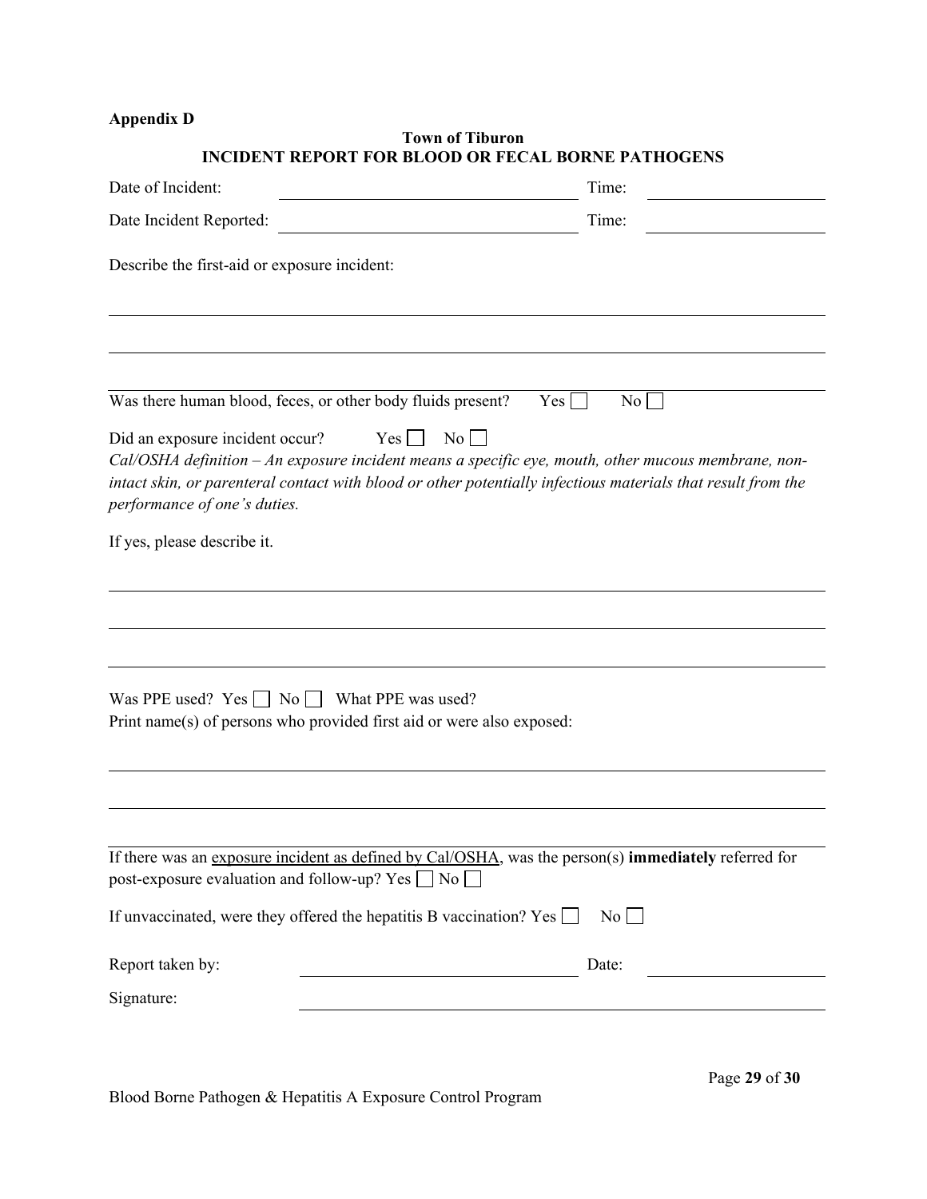**Appendix D**

**Town of Tiburon**
**INCIDENT REPORT FOR BLOOD OR FECAL BORNE PATHOGENS**

Date of Incident: ______________________________ Time: ______________

Date Incident Reported: ______________________________ Time: ______________

Describe the first-aid or exposure incident:

_______________________________________________________________________________

_______________________________________________________________________________

_______________________________________________________________________________

Was there human blood, feces, or other body fluids present? Yes ☐ No ☐

Did an exposure incident occur? Yes ☐ No ☐

*Cal/OSHA definition – An exposure incident means a specific eye, mouth, other mucous membrane, non-intact skin, or parenteral contact with blood or other potentially infectious materials that result from the performance of one's duties.*

If yes, please describe it.

_______________________________________________________________________________

_______________________________________________________________________________

_______________________________________________________________________________

Was PPE used? Yes ☐ No ☐ What PPE was used?

Print name(s) of persons who provided first aid or were also exposed:

_______________________________________________________________________________

_______________________________________________________________________________

_______________________________________________________________________________

If there was an exposure incident as defined by Cal/OSHA, was the person(s) **immediately** referred for post-exposure evaluation and follow-up? Yes ☐ No ☐

If unvaccinated, were they offered the hepatitis B vaccination? Yes ☐ No ☐

Report taken by: ______________________________ Date: ______________

Signature: ______________________________________________

Blood Borne Pathogen & Hepatitis A Exposure Control Program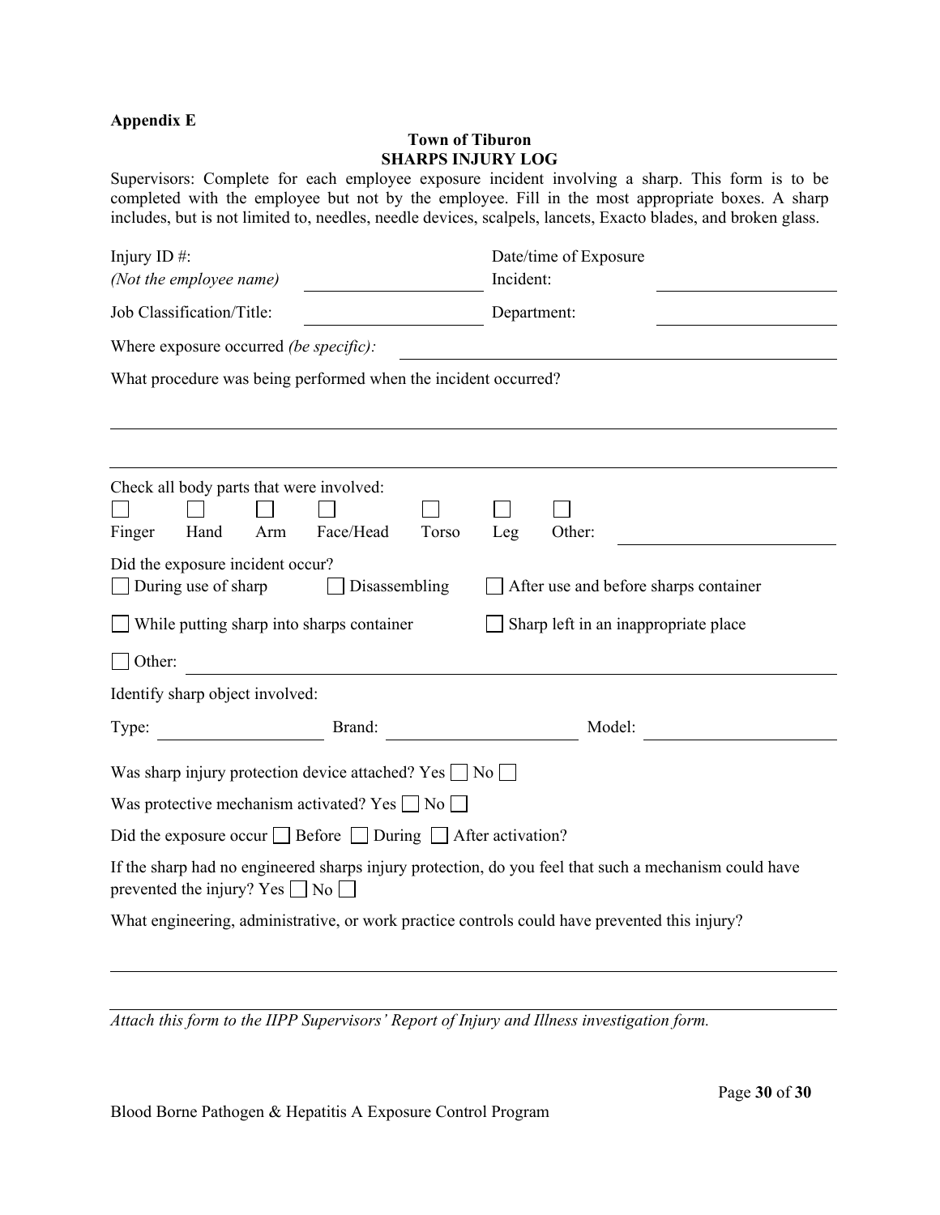**Appendix E**

**Town of Tiburon**
**SHARPS INJURY LOG**

Supervisors: Complete for each employee exposure incident involving a sharp. This form is to be completed with the employee but not by the employee. Fill in the most appropriate boxes. A sharp includes, but is not limited to, needles, needle devices, scalpels, lancets, Exacto blades, and broken glass.

Injury ID #: *(Not the employee name)* ____________________ Date/time of Exposure Incident: ____________________

Job Classification/Title: ____________________ Department: ____________________

Where exposure occurred *(be specific):* ________________________________________

What procedure was being performed when the incident occurred?

________________________________________________________________________

________________________________________________________________________

Check all body parts that were involved:

☐ Finger ☐ Hand ☐ Arm ☐ Face/Head ☐ Torso ☐ Leg ☐ Other: ____________________

Did the exposure incident occur?

☐ During use of sharp ☐ Disassembling ☐ After use and before sharps container

☐ While putting sharp into sharps container ☐ Sharp left in an inappropriate place

☐ Other: ________________________________________________________________

Identify sharp object involved:

Type: ____________________ Brand: ____________________ Model: ____________________

Was sharp injury protection device attached? Yes ☐ No ☐

Was protective mechanism activated? Yes ☐ No ☐

Did the exposure occur ☐ Before ☐ During ☐ After activation?

If the sharp had no engineered sharps injury protection, do you feel that such a mechanism could have prevented the injury? Yes ☐ No ☐

What engineering, administrative, or work practice controls could have prevented this injury?

________________________________________________________________________

________________________________________________________________________

*Attach this form to the IIPP Supervisors' Report of Injury and Illness investigation form.*